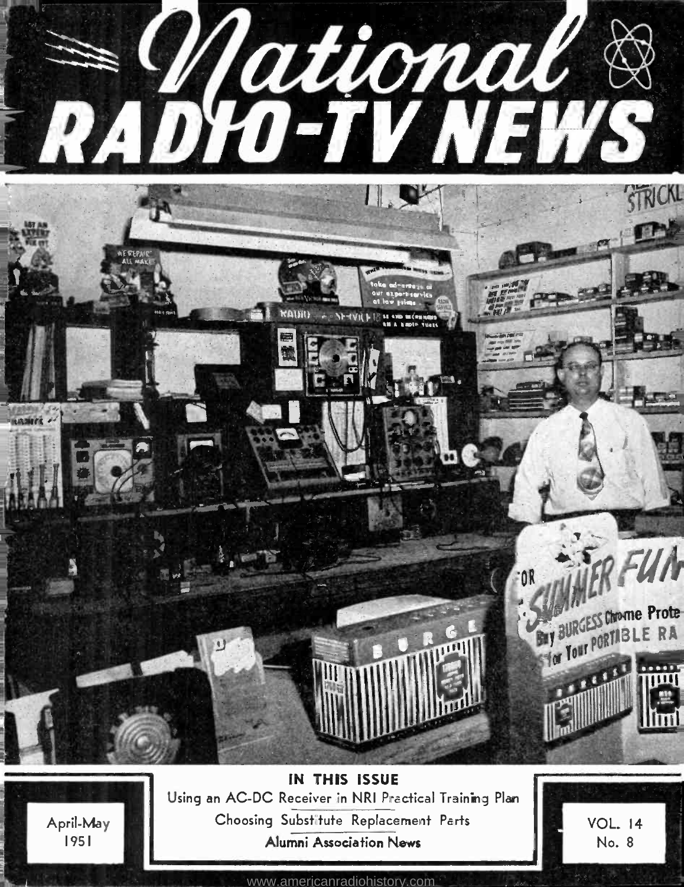# National RADIO-TV NEWS

**IN THIS ISSUE**

Using an AC-DC Receiver in NRI Practical Training Plan

Choosing Substitute Replacement Parts

Alumni Association News

April-May 1951

VOL. 14 No. 8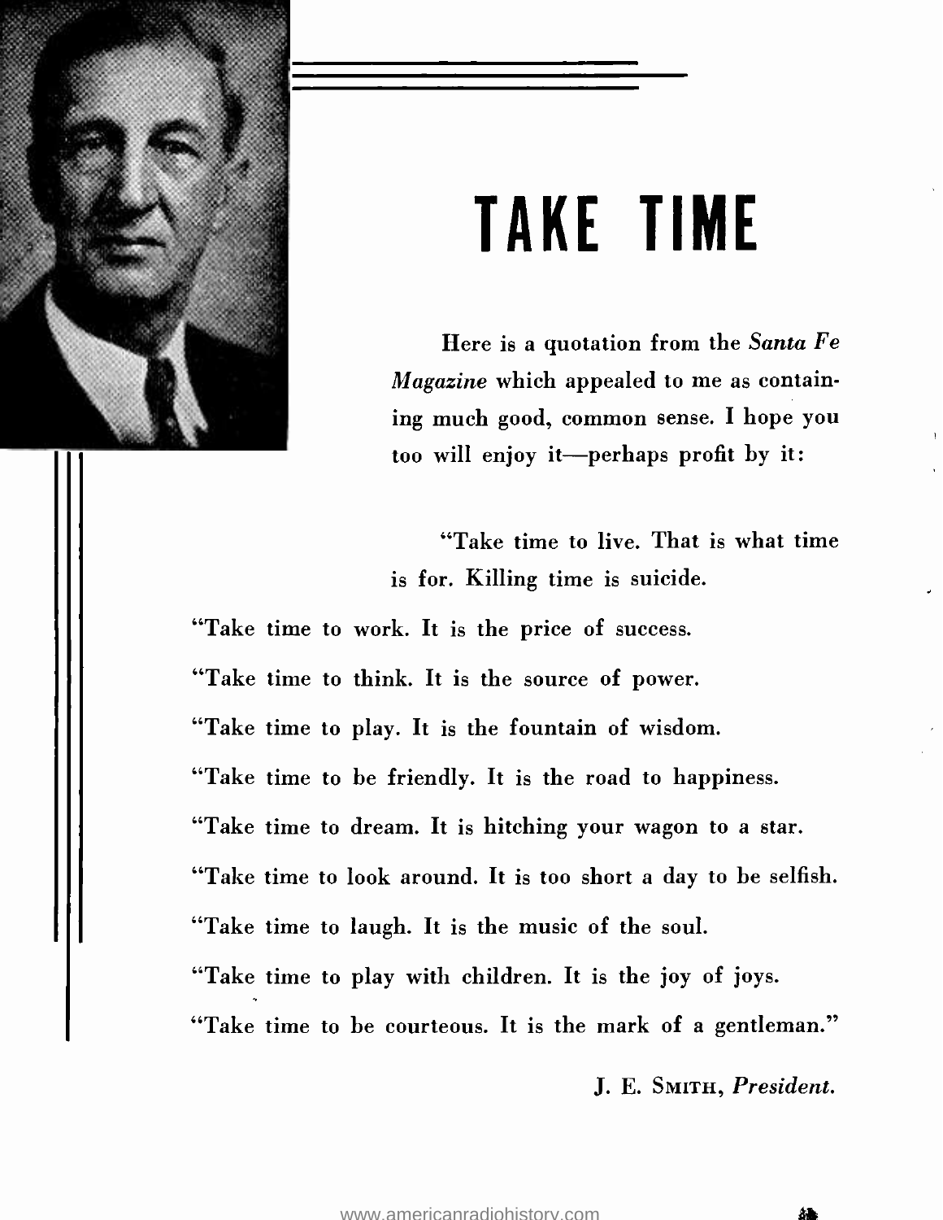# TAKE TIME

Here is a quotation from the *Santa Fe Magazine* which appealed to me as containing much good, common sense. I hope you too will enjoy it—perhaps profit by it:

"Take time to live. That is what time is for. Killing time is suicide.

"Take time to work. It is the price of success.

"Take time to think. It is the source of power.

"Take time to play. It is the fountain of wisdom.

"Take time to be friendly. It is the road to happiness.

"Take time to dream. It is hitching your wagon to a star.

"Take time to look around. It is too short a day to be selfish.

"Take time to laugh. It is the music of the soul.

"Take time to play with children. It is the joy of joys.

"Take time to be courteous. It is the mark of a gentleman."

J. E. SMITH, *President.*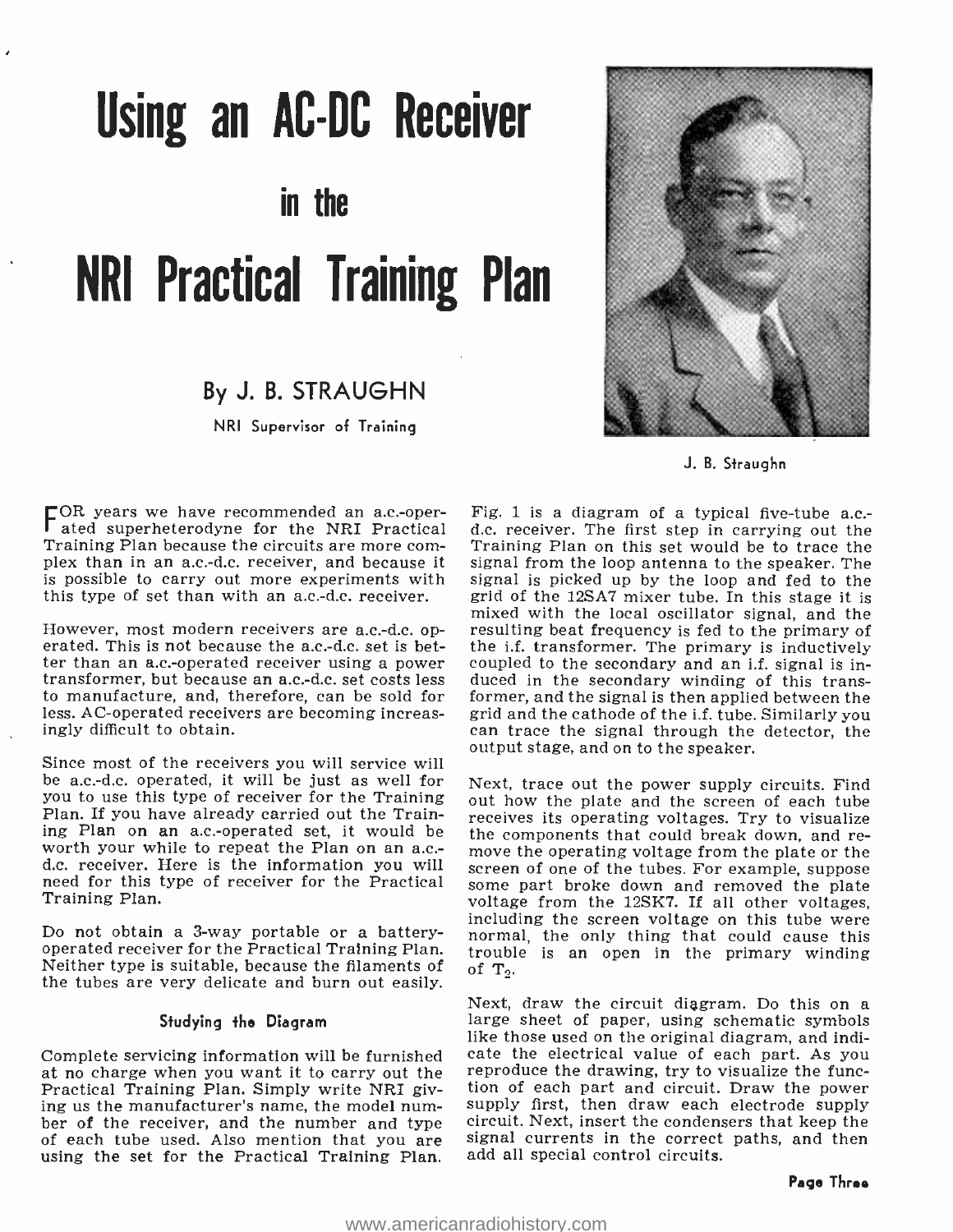# Using an AC-DC Receiver in the NRI Practical Training Plan

## By J. B. STRAUGHN

NRI Supervisor of Training

J. B. Straughn

FOR years we have recommended an a.c.-operated superheterodyne for the NRI Practical Training Plan because the circuits are more complex than in an a.c.-d.c. receiver, and because it is possible to carry out more experiments with this type of set than with an a.c.-d.c. receiver.

However, most modern receivers are a.c.-d.c. operated. This is not because the a.c.-d.c. set is better than an a.c.-operated receiver using a power transformer, but because an a.c.-d.c. set costs less to manufacture, and, therefore, can be sold for less. AC-operated receivers are becoming increasingly difficult to obtain.

Since most of the receivers you will service will be a.c.-d.c. operated, it will be just as well for you to use this type of receiver for the Training Plan. If you have already carried out the Training Plan on an a.c.-operated set, it would be worth your while to repeat the Plan on an a.c.-d.c. receiver. Here is the information you will need for this type of receiver for the Practical Training Plan.

Do not obtain a 3-way portable or a battery-operated receiver for the Practical Training Plan. Neither type is suitable, because the filaments of the tubes are very delicate and burn out easily.

### Studying the Diagram

Complete servicing information will be furnished at no charge when you want it to carry out the Practical Training Plan. Simply write NRI giving us the manufacturer's name, the model number of the receiver, and the number and type of each tube used. Also mention that you are using the set for the Practical Training Plan.

Fig. 1 is a diagram of a typical five-tube a.c.-d.c. receiver. The first step in carrying out the Training Plan on this set would be to trace the signal from the loop antenna to the speaker. The signal is picked up by the loop and fed to the grid of the 12SA7 mixer tube. In this stage it is mixed with the local oscillator signal, and the resulting beat frequency is fed to the primary of the i.f. transformer. The primary is inductively coupled to the secondary and an i.f. signal is induced in the secondary winding of this transformer, and the signal is then applied between the grid and the cathode of the i.f. tube. Similarly you can trace the signal through the detector, the output stage, and on to the speaker.

Next, trace out the power supply circuits. Find out how the plate and the screen of each tube receives its operating voltages. Try to visualize the components that could break down, and remove the operating voltage from the plate or the screen of one of the tubes. For example, suppose some part broke down and removed the plate voltage from the 12SK7. If all other voltages, including the screen voltage on this tube were normal, the only thing that could cause this trouble is an open in the primary winding of $T_2$.

Next, draw the circuit diagram. Do this on a large sheet of paper, using schematic symbols like those used on the original diagram, and indicate the electrical value of each part. As you reproduce the drawing, try to visualize the function of each part and circuit. Draw the power supply first, then draw each electrode supply circuit. Next, insert the condensers that keep the signal currents in the correct paths, and then add all special control circuits.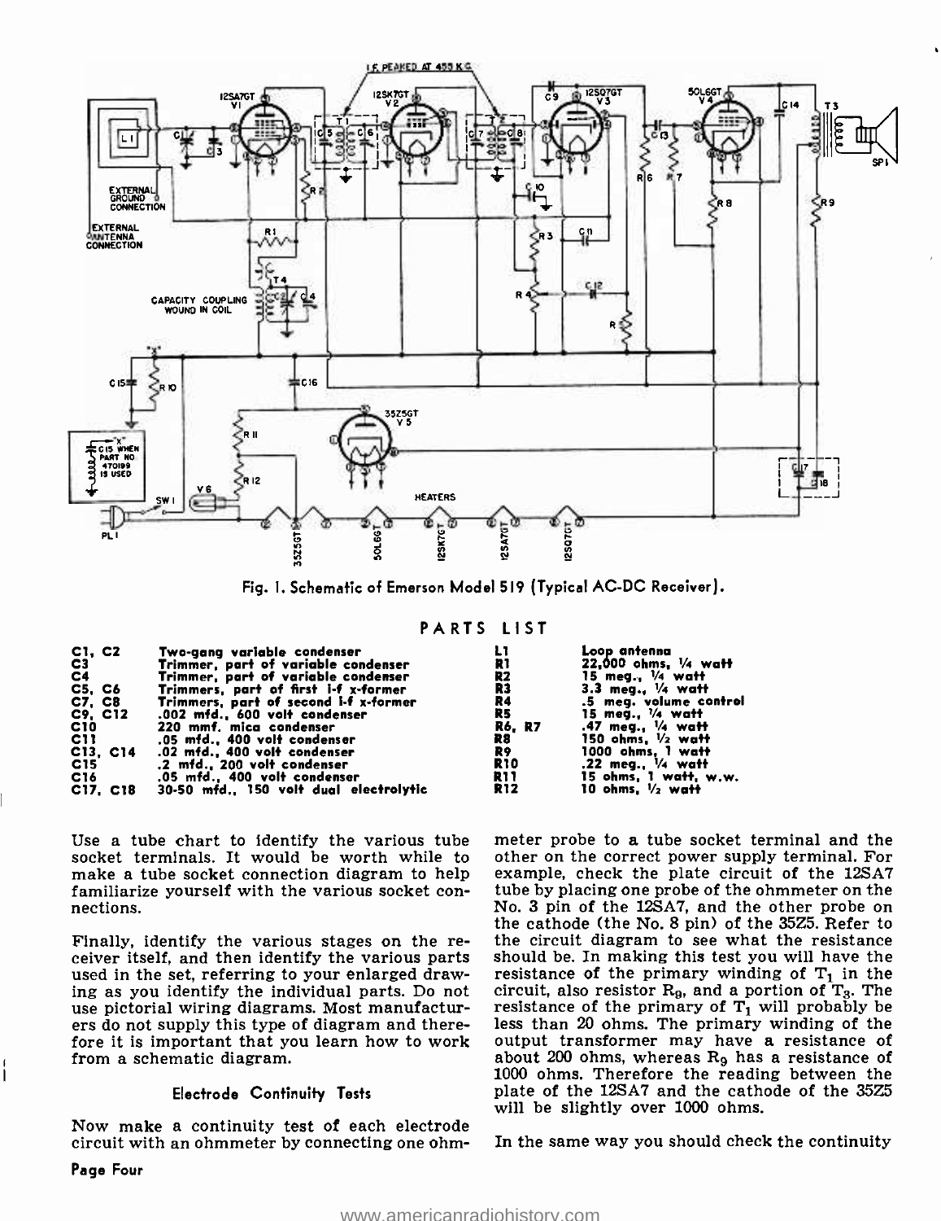Fig. 1. Schematic of Emerson Model 519 (Typical AC-DC Receiver).

## PARTS LIST

| | | | |
|---|---|---|---|
| C1, C2 | Two-gang variable condenser | L1 | Loop antenna |
| C3 | Trimmer, part of variable condenser | R1 | 22,000 ohms, 1/4 watt |
| C4 | Trimmer, part of variable condenser | R2 | 15 meg., 1/4 watt |
| C5, C6 | Trimmers, part of first i-f x-former | R3 | 3.3 meg., 1/4 watt |
| C7, C8 | Trimmers, part of second i-f x-former | R4 | .5 meg. volume control |
| C9, C12 | .002 mfd., 600 volt condenser | R5 | 15 meg., 1/4 watt |
| C10 | 220 mmf. mica condenser | R6, R7 | .47 meg., 1/4 watt |
| C11 | .05 mfd., 400 volt condenser | R8 | 150 ohms, 1/2 watt |
| C13, C14 | .02 mfd., 400 volt condenser | R9 | 1000 ohms, 1 watt |
| C15 | .2 mfd., 200 volt condenser | R10 | .22 meg., 1/4 watt |
| C16 | .05 mfd., 400 volt condenser | R11 | 15 ohms, 1 watt, w.w. |
| C17, C18 | 30-50 mfd., 150 volt dual electrolytic | R12 | 10 ohms, 1/2 watt |

Use a tube chart to identify the various tube socket terminals. It would be worth while to make a tube socket connection diagram to help familiarize yourself with the various socket connections.

Finally, identify the various stages on the receiver itself, and then identify the various parts used in the set, referring to your enlarged drawing as you identify the individual parts. Do not use pictorial wiring diagrams. Most manufacturers do not supply this type of diagram and therefore it is important that you learn how to work from a schematic diagram.

### Electrode Continuity Tests

Now make a continuity test of each electrode circuit with an ohmmeter by connecting one ohmmeter probe to a tube socket terminal and the other on the correct power supply terminal. For example, check the plate circuit of the 12SA7 tube by placing one probe of the ohmmeter on the No. 3 pin of the 12SA7, and the other probe on the cathode (the No. 8 pin) of the 35Z5. Refer to the circuit diagram to see what the resistance should be. In making this test you will have the resistance of the primary winding of $T_1$ in the circuit, also resistor $R_9$, and a portion of $T_3$. The resistance of the primary of $T_1$ will probably be less than 20 ohms. The primary winding of the output transformer may have a resistance of about 200 ohms, whereas $R_9$ has a resistance of 1000 ohms. Therefore the reading between the plate of the 12SA7 and the cathode of the 35Z5 will be slightly over 1000 ohms.

In the same way you should check the continuity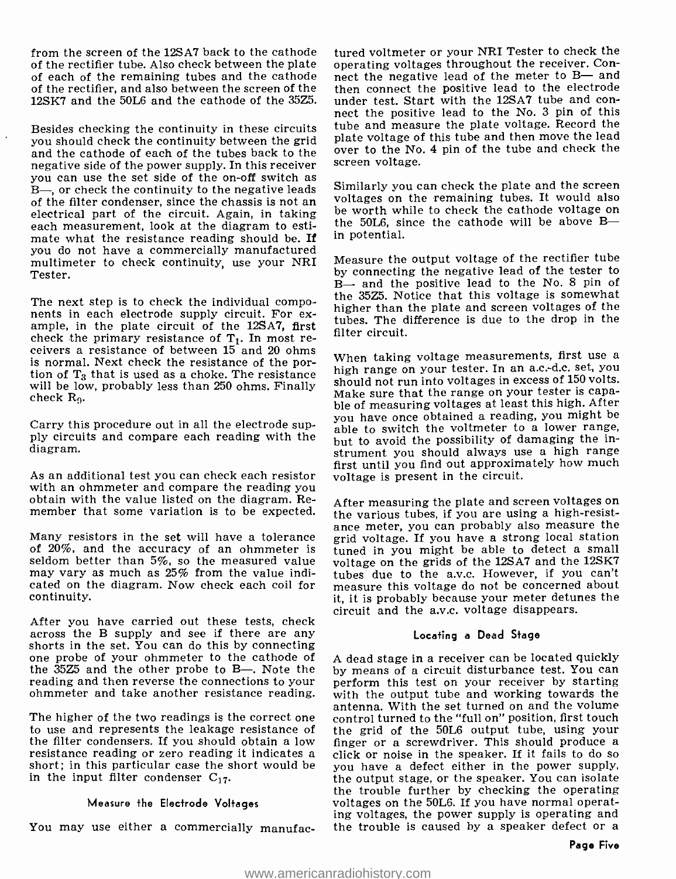from the screen of the 12SA7 back to the cathode of the rectifier tube. Also check between the plate of each of the remaining tubes and the cathode of the rectifier, and also between the screen of the 12SK7 and the 50L6 and the cathode of the 35Z5.

Besides checking the continuity in these circuits you should check the continuity between the grid and the cathode of each of the tubes back to the negative side of the power supply. In this receiver you can use the set side of the on-off switch as B—, or check the continuity to the negative leads of the filter condenser, since the chassis is not an electrical part of the circuit. Again, in taking each measurement, look at the diagram to estimate what the resistance reading should be. If you do not have a commercially manufactured multimeter to check continuity, use your NRI Tester.

The next step is to check the individual components in each electrode supply circuit. For example, in the plate circuit of the 12SA7, first check the primary resistance of $T_1$. In most receivers a resistance of between 15 and 20 ohms is normal. Next check the resistance of the portion of $T_3$ that is used as a choke. The resistance will be low, probably less than 250 ohms. Finally check $R_9$.

Carry this procedure out in all the electrode supply circuits and compare each reading with the diagram.

As an additional test you can check each resistor with an ohmmeter and compare the reading you obtain with the value listed on the diagram. Remember that some variation is to be expected.

Many resistors in the set will have a tolerance of 20%, and the accuracy of an ohmmeter is seldom better than 5%, so the measured value may vary as much as 25% from the value indicated on the diagram. Now check each coil for continuity.

After you have carried out these tests, check across the B supply and see if there are any shorts in the set. You can do this by connecting one probe of your ohmmeter to the cathode of the 35Z5 and the other probe to B—. Note the reading and then reverse the connections to your ohmmeter and take another resistance reading.

The higher of the two readings is the correct one to use and represents the leakage resistance of the filter condensers. If you should obtain a low resistance reading or zero reading it indicates a short; in this particular case the short would be in the input filter condenser $C_{17}$.

### Measure the Electrode Voltages

You may use either a commercially manufactured voltmeter or your NRI Tester to check the operating voltages throughout the receiver. Connect the negative lead of the meter to B— and then connect the positive lead to the electrode under test. Start with the 12SA7 tube and connect the positive lead to the No. 3 pin of this tube and measure the plate voltage. Record the plate voltage of this tube and then move the lead over to the No. 4 pin of the tube and check the screen voltage.

Similarly you can check the plate and the screen voltages on the remaining tubes. It would also be worth while to check the cathode voltage on the 50L6, since the cathode will be above B— in potential.

Measure the output voltage of the rectifier tube by connecting the negative lead of the tester to B— and the positive lead to the No. 8 pin of the 35Z5. Notice that this voltage is somewhat higher than the plate and screen voltages of the tubes. The difference is due to the drop in the filter circuit.

When taking voltage measurements, first use a high range on your tester. In an a.c.-d.c. set, you should not run into voltages in excess of 150 volts. Make sure that the range on your tester is capable of measuring voltages at least this high. After you have once obtained a reading, you might be able to switch the voltmeter to a lower range, but to avoid the possibility of damaging the instrument you should always use a high range first until you find out approximately how much voltage is present in the circuit.

After measuring the plate and screen voltages on the various tubes, if you are using a high-resistance meter, you can probably also measure the grid voltage. If you have a strong local station tuned in you might be able to detect a small voltage on the grids of the 12SA7 and the 12SK7 tubes due to the a.v.c. However, if you can't measure this voltage do not be concerned about it, it is probably because your meter detunes the circuit and the a.v.c. voltage disappears.

### Locating a Dead Stage

A dead stage in a receiver can be located quickly by means of a circuit disturbance test. You can perform this test on your receiver by starting with the output tube and working towards the antenna. With the set turned on and the volume control turned to the "full on" position, first touch the grid of the 50L6 output tube, using your finger or a screwdriver. This should produce a click or noise in the speaker. If it fails to do so you have a defect either in the power supply, the output stage, or the speaker. You can isolate the trouble further by checking the operating voltages on the 50L6. If you have normal operating voltages, the power supply is operating and the trouble is caused by a speaker defect or a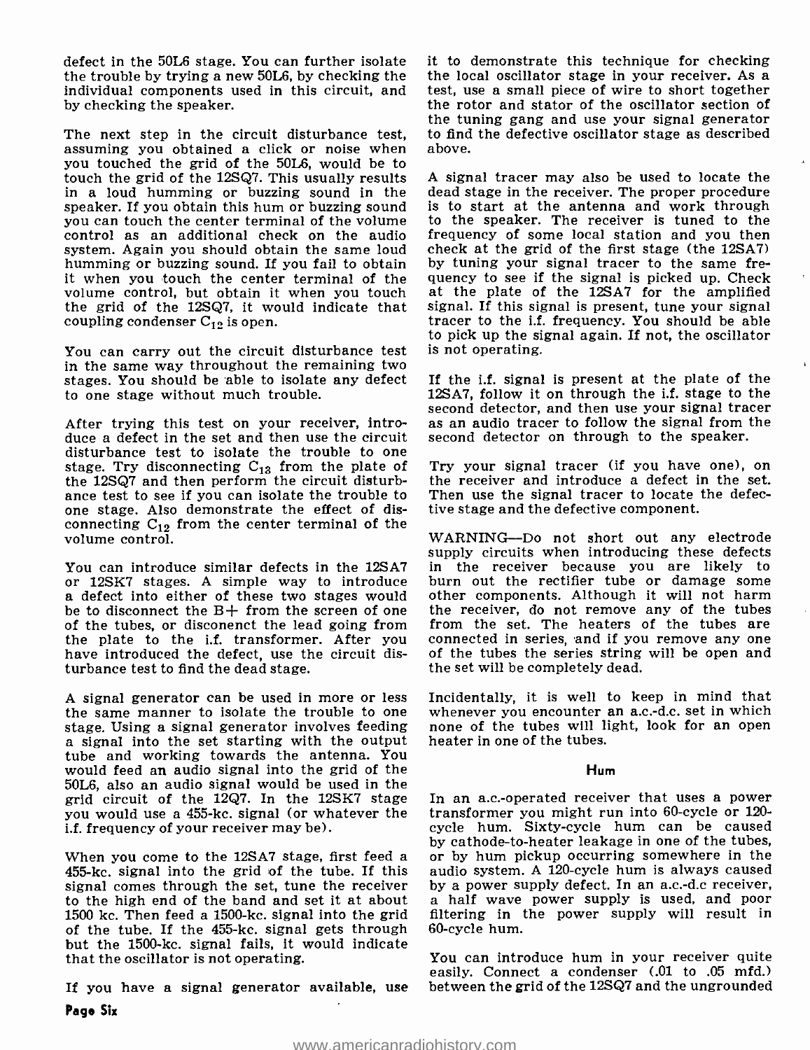defect in the 50L6 stage. You can further isolate the trouble by trying a new 50L6, by checking the individual components used in this circuit, and by checking the speaker.

The next step in the circuit disturbance test, assuming you obtained a click or noise when you touched the grid of the 50L6, would be to touch the grid of the 12SQ7. This usually results in a loud humming or buzzing sound in the speaker. If you obtain this hum or buzzing sound you can touch the center terminal of the volume control as an additional check on the audio system. Again you should obtain the same loud humming or buzzing sound. If you fail to obtain it when you touch the center terminal of the volume control, but obtain it when you touch the grid of the 12SQ7, it would indicate that coupling condenser $C_{12}$ is open.

You can carry out the circuit disturbance test in the same way throughout the remaining two stages. You should be able to isolate any defect to one stage without much trouble.

After trying this test on your receiver, introduce a defect in the set and then use the circuit disturbance test to isolate the trouble to one stage. Try disconnecting $C_{13}$ from the plate of the 12SQ7 and then perform the circuit disturbance test to see if you can isolate the trouble to one stage. Also demonstrate the effect of disconnecting $C_{12}$ from the center terminal of the volume control.

You can introduce similar defects in the 12SA7 or 12SK7 stages. A simple way to introduce a defect into either of these two stages would be to disconnect the B+ from the screen of one of the tubes, or disconenct the lead going from the plate to the i.f. transformer. After you have introduced the defect, use the circuit disturbance test to find the dead stage.

A signal generator can be used in more or less the same manner to isolate the trouble to one stage. Using a signal generator involves feeding a signal into the set starting with the output tube and working towards the antenna. You would feed an audio signal into the grid of the 50L6, also an audio signal would be used in the grid circuit of the 12Q7. In the 12SK7 stage you would use a 455-kc. signal (or whatever the i.f. frequency of your receiver may be).

When you come to the 12SA7 stage, first feed a 455-kc. signal into the grid of the tube. If this signal comes through the set, tune the receiver to the high end of the band and set it at about 1500 kc. Then feed a 1500-kc. signal into the grid of the tube. If the 455-kc. signal gets through but the 1500-kc. signal fails, it would indicate that the oscillator is not operating.

If you have a signal generator available, use it to demonstrate this technique for checking the local oscillator stage in your receiver. As a test, use a small piece of wire to short together the rotor and stator of the oscillator section of the tuning gang and use your signal generator to find the defective oscillator stage as described above.

A signal tracer may also be used to locate the dead stage in the receiver. The proper procedure is to start at the antenna and work through to the speaker. The receiver is tuned to the frequency of some local station and you then check at the grid of the first stage (the 12SA7) by tuning your signal tracer to the same frequency to see if the signal is picked up. Check at the plate of the 12SA7 for the amplified signal. If this signal is present, tune your signal tracer to the i.f. frequency. You should be able to pick up the signal again. If not, the oscillator is not operating.

If the i.f. signal is present at the plate of the 12SA7, follow it on through the i.f. stage to the second detector, and then use your signal tracer as an audio tracer to follow the signal from the second detector on through to the speaker.

Try your signal tracer (if you have one), on the receiver and introduce a defect in the set. Then use the signal tracer to locate the defective stage and the defective component.

WARNING—Do not short out any electrode supply circuits when introducing these defects in the receiver because you are likely to burn out the rectifier tube or damage some other components. Although it will not harm the receiver, do not remove any of the tubes from the set. The heaters of the tubes are connected in series, and if you remove any one of the tubes the series string will be open and the set will be completely dead.

Incidentally, it is well to keep in mind that whenever you encounter an a.c.-d.c. set in which none of the tubes will light, look for an open heater in one of the tubes.

## Hum

In an a.c.-operated receiver that uses a power transformer you might run into 60-cycle or 120-cycle hum. Sixty-cycle hum can be caused by cathode-to-heater leakage in one of the tubes, or by hum pickup occurring somewhere in the audio system. A 120-cycle hum is always caused by a power supply defect. In an a.c.-d.c receiver, a half wave power supply is used, and poor filtering in the power supply will result in 60-cycle hum.

You can introduce hum in your receiver quite easily. Connect a condenser (.01 to .05 mfd.) between the grid of the 12SQ7 and the ungrounded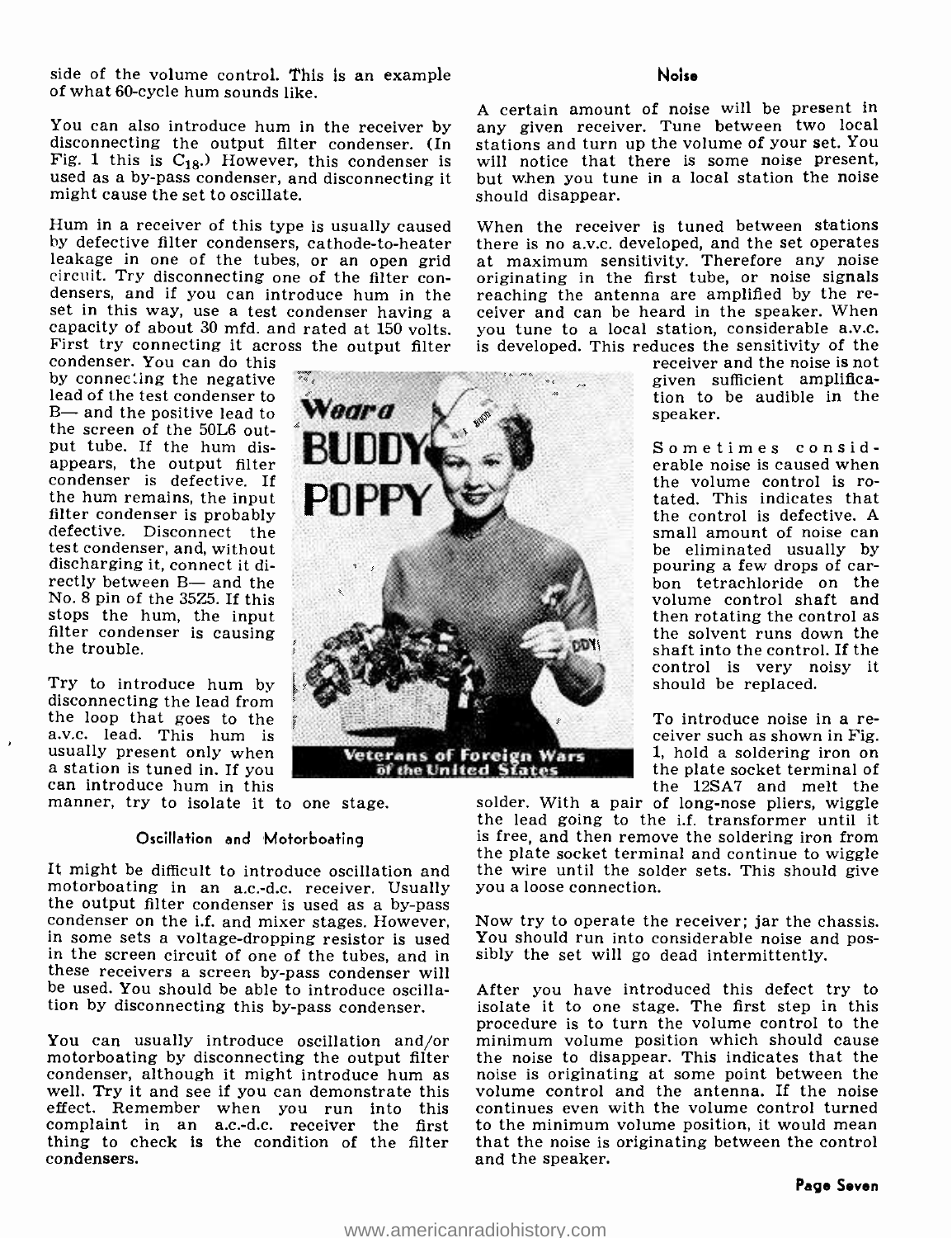side of the volume control. This is an example of what 60-cycle hum sounds like.

You can also introduce hum in the receiver by disconnecting the output filter condenser. (In Fig. 1 this is $C_{18}$.) However, this condenser is used as a by-pass condenser, and disconnecting it might cause the set to oscillate.

Hum in a receiver of this type is usually caused by defective filter condensers, cathode-to-heater leakage in one of the tubes, or an open grid circuit. Try disconnecting one of the filter condensers, and if you can introduce hum in the set in this way, use a test condenser having a capacity of about 30 mfd. and rated at 150 volts. First try connecting it across the output filter condenser. You can do this by connecting the negative lead of the test condenser to B— and the positive lead to the screen of the 50L6 output tube. If the hum disappears, the output filter condenser is defective. If the hum remains, the input filter condenser is probably defective. Disconnect the test condenser, and, without discharging it, connect it directly between B— and the No. 8 pin of the 35Z5. If this stops the hum, the input filter condenser is causing the trouble.

Try to introduce hum by disconnecting the lead from the loop that goes to the a.v.c. lead. This hum is usually present only when a station is tuned in. If you can introduce hum in this manner, try to isolate it to one stage.

Wear a BUDDY POPPY

Veterans of Foreign Wars of the United States

### Oscillation and Motorboating

It might be difficult to introduce oscillation and motorboating in an a.c.-d.c. receiver. Usually the output filter condenser is used as a by-pass condenser on the i.f. and mixer stages. However, in some sets a voltage-dropping resistor is used in the screen circuit of one of the tubes, and in these receivers a screen by-pass condenser will be used. You should be able to introduce oscillation by disconnecting this by-pass condenser.

You can usually introduce oscillation and/or motorboating by disconnecting the output filter condenser, although it might introduce hum as well. Try it and see if you can demonstrate this effect. Remember when you run into this complaint in an a.c.-d.c. receiver the first thing to check is the condition of the filter condensers.

### Noise

A certain amount of noise will be present in any given receiver. Tune between two local stations and turn up the volume of your set. You will notice that there is some noise present, but when you tune in a local station the noise should disappear.

When the receiver is tuned between stations there is no a.v.c. developed, and the set operates at maximum sensitivity. Therefore any noise originating in the first tube, or noise signals reaching the antenna are amplified by the receiver and can be heard in the speaker. When you tune to a local station, considerable a.v.c. is developed. This reduces the sensitivity of the receiver and the noise is not given sufficient amplification to be audible in the speaker.

Sometimes considerable noise is caused when the volume control is rotated. This indicates that the control is defective. A small amount of noise can be eliminated usually by pouring a few drops of carbon tetrachloride on the volume control shaft and then rotating the control as the solvent runs down the shaft into the control. If the control is very noisy it should be replaced.

To introduce noise in a receiver such as shown in Fig. 1, hold a soldering iron on the plate socket terminal of the 12SA7 and melt the solder. With a pair of long-nose pliers, wiggle the lead going to the i.f. transformer until it is free, and then remove the soldering iron from the plate socket terminal and continue to wiggle the wire until the solder sets. This should give you a loose connection.

Now try to operate the receiver; jar the chassis. You should run into considerable noise and possibly the set will go dead intermittently.

After you have introduced this defect try to isolate it to one stage. The first step in this procedure is to turn the volume control to the minimum volume position which should cause the noise to disappear. This indicates that the noise is originating at some point between the volume control and the antenna. If the noise continues even with the volume control turned to the minimum volume position, it would mean that the noise is originating between the control and the speaker.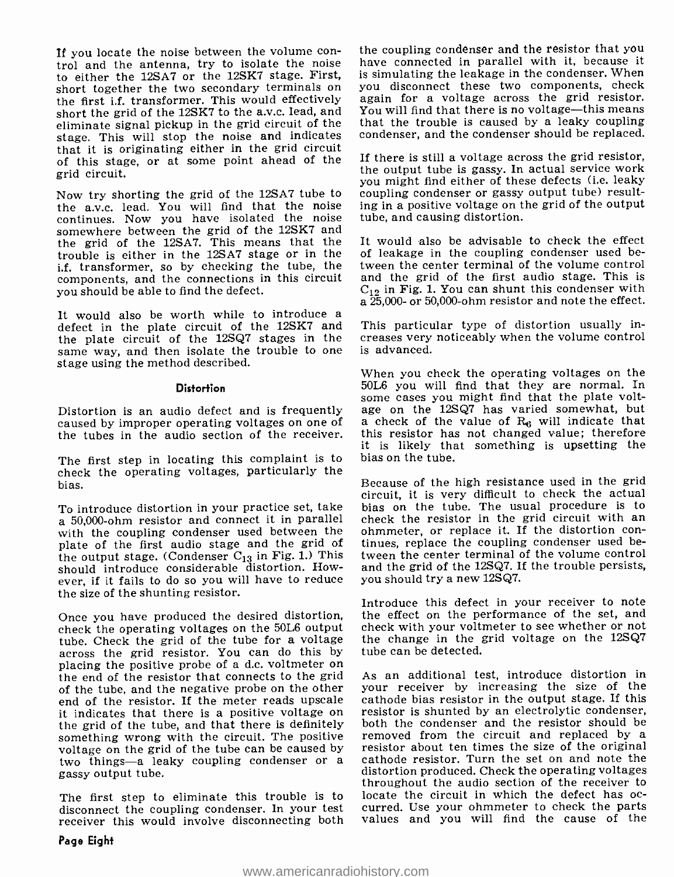If you locate the noise between the volume control and the antenna, try to isolate the noise to either the 12SA7 or the 12SK7 stage. First, short together the two secondary terminals on the first i.f. transformer. This would effectively short the grid of the 12SK7 to the a.v.c. lead, and eliminate signal pickup in the grid circuit of the stage. This will stop the noise and indicates that it is originating either in the grid circuit of this stage, or at some point ahead of the grid circuit.

Now try shorting the grid of the 12SA7 tube to the a.v.c. lead. You will find that the noise continues. Now you have isolated the noise somewhere between the grid of the 12SK7 and the grid of the 12SA7. This means that the trouble is either in the 12SA7 stage or in the i.f. transformer, so by checking the tube, the components, and the connections in this circuit you should be able to find the defect.

It would also be worth while to introduce a defect in the plate circuit of the 12SK7 and the plate circuit of the 12SQ7 stages in the same way, and then isolate the trouble to one stage using the method described.

### Distortion

Distortion is an audio defect and is frequently caused by improper operating voltages on one of the tubes in the audio section of the receiver.

The first step in locating this complaint is to check the operating voltages, particularly the bias.

To introduce distortion in your practice set, take a 50,000-ohm resistor and connect it in parallel with the coupling condenser used between the plate of the first audio stage and the grid of the output stage. (Condenser $C_{13}$ in Fig. 1.) This should introduce considerable distortion. However, if it fails to do so you will have to reduce the size of the shunting resistor.

Once you have produced the desired distortion, check the operating voltages on the 50L6 output tube. Check the grid of the tube for a voltage across the grid resistor. You can do this by placing the positive probe of a d.c. voltmeter on the end of the resistor that connects to the grid of the tube, and the negative probe on the other end of the resistor. If the meter reads upscale it indicates that there is a positive voltage on the grid of the tube, and that there is definitely something wrong with the circuit. The positive voltage on the grid of the tube can be caused by two things—a leaky coupling condenser or a gassy output tube.

The first step to eliminate this trouble is to disconnect the coupling condenser. In your test receiver this would involve disconnecting both the coupling condenser and the resistor that you have connected in parallel with it, because it is simulating the leakage in the condenser. When you disconnect these two components, check again for a voltage across the grid resistor. You will find that there is no voltage—this means that the trouble is caused by a leaky coupling condenser, and the condenser should be replaced.

If there is still a voltage across the grid resistor, the output tube is gassy. In actual service work you might find either of these defects (i.e. leaky coupling condenser or gassy output tube) resulting in a positive voltage on the grid of the output tube, and causing distortion.

It would also be advisable to check the effect of leakage in the coupling condenser used between the center terminal of the volume control and the grid of the first audio stage. This is $C_{12}$ in Fig. 1. You can shunt this condenser with a 25,000- or 50,000-ohm resistor and note the effect.

This particular type of distortion usually increases very noticeably when the volume control is advanced.

When you check the operating voltages on the 50L6 you will find that they are normal. In some cases you might find that the plate voltage on the 12SQ7 has varied somewhat, but a check of the value of $R_6$ will indicate that this resistor has not changed value; therefore it is likely that something is upsetting the bias on the tube.

Because of the high resistance used in the grid circuit, it is very difficult to check the actual bias on the tube. The usual procedure is to check the resistor in the grid circuit with an ohmmeter, or replace it. If the distortion continues, replace the coupling condenser used between the center terminal of the volume control and the grid of the 12SQ7. If the trouble persists, you should try a new 12SQ7.

Introduce this defect in your receiver to note the effect on the performance of the set, and check with your voltmeter to see whether or not the change in the grid voltage on the 12SQ7 tube can be detected.

As an additional test, introduce distortion in your receiver by increasing the size of the cathode bias resistor in the output stage. If this resistor is shunted by an electrolytic condenser, both the condenser and the resistor should be removed from the circuit and replaced by a resistor about ten times the size of the original cathode resistor. Turn the set on and note the distortion produced. Check the operating voltages throughout the audio section of the receiver to locate the circuit in which the defect has occurred. Use your ohmmeter to check the parts values and you will find the cause of the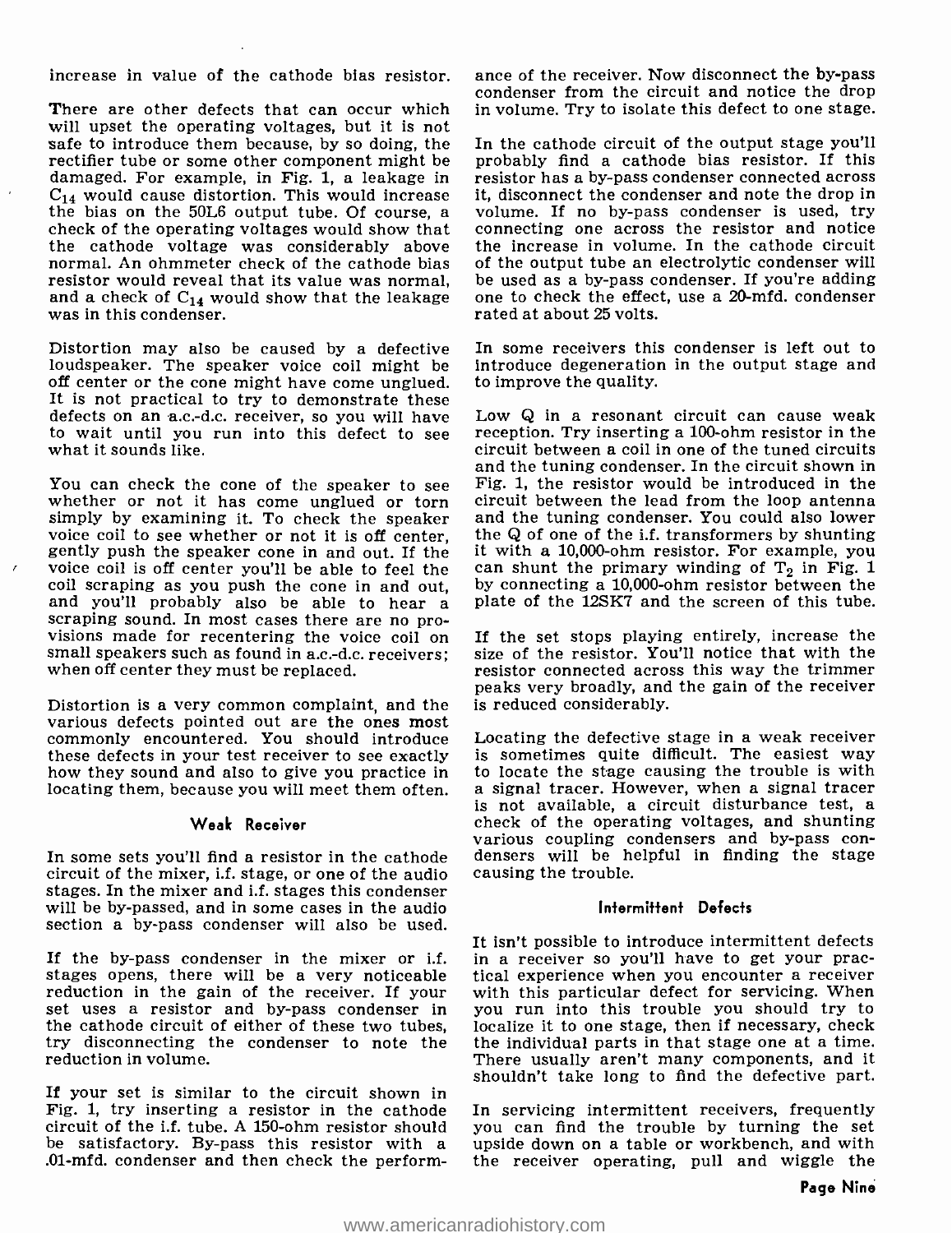increase in value of the cathode bias resistor.

There are other defects that can occur which will upset the operating voltages, but it is not safe to introduce them because, by so doing, the rectifier tube or some other component might be damaged. For example, in Fig. 1, a leakage in $C_{14}$ would cause distortion. This would increase the bias on the 50L6 output tube. Of course, a check of the operating voltages would show that the cathode voltage was considerably above normal. An ohmmeter check of the cathode bias resistor would reveal that its value was normal, and a check of $C_{14}$ would show that the leakage was in this condenser.

Distortion may also be caused by a defective loudspeaker. The speaker voice coil might be off center or the cone might have come unglued. It is not practical to try to demonstrate these defects on an a.c.-d.c. receiver, so you will have to wait until you run into this defect to see what it sounds like.

You can check the cone of the speaker to see whether or not it has come unglued or torn simply by examining it. To check the speaker voice coil to see whether or not it is off center, gently push the speaker cone in and out. If the voice coil is off center you'll be able to feel the coil scraping as you push the cone in and out, and you'll probably also be able to hear a scraping sound. In most cases there are no provisions made for recentering the voice coil on small speakers such as found in a.c.-d.c. receivers; when off center they must be replaced.

Distortion is a very common complaint, and the various defects pointed out are the ones most commonly encountered. You should introduce these defects in your test receiver to see exactly how they sound and also to give you practice in locating them, because you will meet them often.

### Weak Receiver

In some sets you'll find a resistor in the cathode circuit of the mixer, i.f. stage, or one of the audio stages. In the mixer and i.f. stages this condenser will be by-passed, and in some cases in the audio section a by-pass condenser will also be used.

If the by-pass condenser in the mixer or i.f. stages opens, there will be a very noticeable reduction in the gain of the receiver. If your set uses a resistor and by-pass condenser in the cathode circuit of either of these two tubes, try disconnecting the condenser to note the reduction in volume.

If your set is similar to the circuit shown in Fig. 1, try inserting a resistor in the cathode circuit of the i.f. tube. A 150-ohm resistor should be satisfactory. By-pass this resistor with a .01-mfd. condenser and then check the performance of the receiver. Now disconnect the by-pass condenser from the circuit and notice the drop in volume. Try to isolate this defect to one stage.

In the cathode circuit of the output stage you'll probably find a cathode bias resistor. If this resistor has a by-pass condenser connected across it, disconnect the condenser and note the drop in volume. If no by-pass condenser is used, try connecting one across the resistor and notice the increase in volume. In the cathode circuit of the output tube an electrolytic condenser will be used as a by-pass condenser. If you're adding one to check the effect, use a 20-mfd. condenser rated at about 25 volts.

In some receivers this condenser is left out to introduce degeneration in the output stage and to improve the quality.

Low Q in a resonant circuit can cause weak reception. Try inserting a 100-ohm resistor in the circuit between a coil in one of the tuned circuits and the tuning condenser. In the circuit shown in Fig. 1, the resistor would be introduced in the circuit between the lead from the loop antenna and the tuning condenser. You could also lower the Q of one of the i.f. transformers by shunting it with a 10,000-ohm resistor. For example, you can shunt the primary winding of $T_2$ in Fig. 1 by connecting a 10,000-ohm resistor between the plate of the 12SK7 and the screen of this tube.

If the set stops playing entirely, increase the size of the resistor. You'll notice that with the resistor connected across this way the trimmer peaks very broadly, and the gain of the receiver is reduced considerably.

Locating the defective stage in a weak receiver is sometimes quite difficult. The easiest way to locate the stage causing the trouble is with a signal tracer. However, when a signal tracer is not available, a circuit disturbance test, a check of the operating voltages, and shunting various coupling condensers and by-pass condensers will be helpful in finding the stage causing the trouble.

### Intermittent Defects

It isn't possible to introduce intermittent defects in a receiver so you'll have to get your practical experience when you encounter a receiver with this particular defect for servicing. When you run into this trouble you should try to localize it to one stage, then if necessary, check the individual parts in that stage one at a time. There usually aren't many components, and it shouldn't take long to find the defective part.

In servicing intermittent receivers, frequently you can find the trouble by turning the set upside down on a table or workbench, and with the receiver operating, pull and wiggle the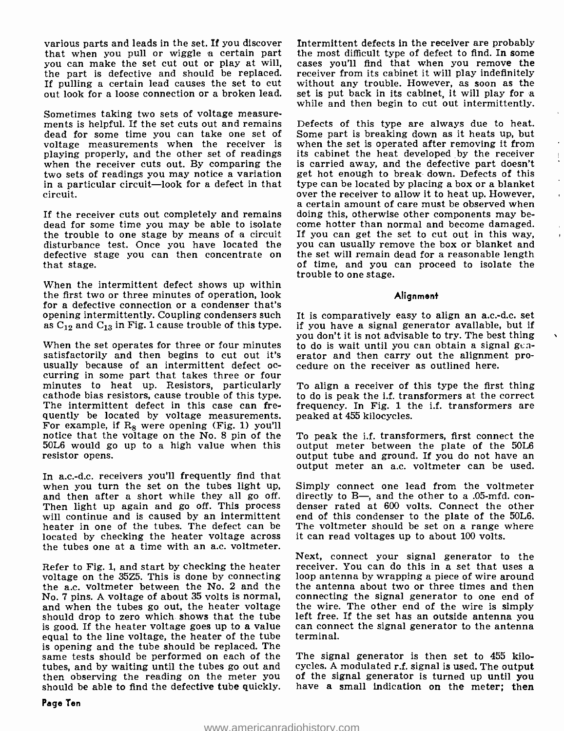various parts and leads in the set. If you discover that when you pull or wiggle a certain part you can make the set cut out or play at will, the part is defective and should be replaced. If pulling a certain lead causes the set to cut out look for a loose connection or a broken lead.

Sometimes taking two sets of voltage measurements is helpful. If the set cuts out and remains dead for some time you can take one set of voltage measurements when the receiver is playing properly, and the other set of readings when the receiver cuts out. By comparing the two sets of readings you may notice a variation in a particular circuit—look for a defect in that circuit.

If the receiver cuts out completely and remains dead for some time you may be able to isolate the trouble to one stage by means of a circuit disturbance test. Once you have located the defective stage you can then concentrate on that stage.

When the intermittent defect shows up within the first two or three minutes of operation, look for a defective connection or a condenser that's opening intermittently. Coupling condensers such as $C_{12}$ and $C_{13}$ in Fig. 1 cause trouble of this type.

When the set operates for three or four minutes satisfactorily and then begins to cut out it's usually because of an intermittent defect occurring in some part that takes three or four minutes to heat up. Resistors, particularly cathode bias resistors, cause trouble of this type. The intermittent defect in this case can frequently be located by voltage measurements. For example, if $R_8$ were opening (Fig. 1) you'll notice that the voltage on the No. 8 pin of the 50L6 would go up to a high value when this resistor opens.

In a.c.-d.c. receivers you'll frequently find that when you turn the set on the tubes light up, and then after a short while they all go off. Then light up again and go off. This process will continue and is caused by an intermittent heater in one of the tubes. The defect can be located by checking the heater voltage across the tubes one at a time with an a.c. voltmeter.

Refer to Fig. 1, and start by checking the heater voltage on the 35Z5. This is done by connecting the a.c. voltmeter between the No. 2 and the No. 7 pins. A voltage of about 35 volts is normal, and when the tubes go out, the heater voltage should drop to zero which shows that the tube is good. If the heater voltage goes up to a value equal to the line voltage, the heater of the tube is opening and the tube should be replaced. The same tests should be performed on each of the tubes, and by waiting until the tubes go out and then observing the reading on the meter you should be able to find the defective tube quickly.

Intermittent defects in the receiver are probably the most difficult type of defect to find. In some cases you'll find that when you remove the receiver from its cabinet it will play indefinitely without any trouble. However, as soon as the set is put back in its cabinet, it will play for a while and then begin to cut out intermittently.

Defects of this type are always due to heat. Some part is breaking down as it heats up, but when the set is operated after removing it from its cabinet the heat developed by the receiver is carried away, and the defective part doesn't get hot enough to break down. Defects of this type can be located by placing a box or a blanket over the receiver to allow it to heat up. However, a certain amount of care must be observed when doing this, otherwise other components may become hotter than normal and become damaged. If you can get the set to cut out in this way, you can usually remove the box or blanket and the set will remain dead for a reasonable length of time, and you can proceed to isolate the trouble to one stage.

### Alignment

It is comparatively easy to align an a.c.-d.c. set if you have a signal generator available, but if you don't it is not advisable to try. The best thing to do is wait until you can obtain a signal generator and then carry out the alignment procedure on the receiver as outlined here.

To align a receiver of this type the first thing to do is peak the i.f. transformers at the correct frequency. In Fig. 1 the i.f. transformers are peaked at 455 kilocycles.

To peak the i.f. transformers, first connect the output meter between the plate of the 50L6 output tube and ground. If you do not have an output meter an a.c. voltmeter can be used. Simply connect one lead from the voltmeter directly to B—, and the other to a .05-mfd. condenser rated at 600 volts. Connect the other end of this condenser to the plate of the 50L6. The voltmeter should be set on a range where it can read voltages up to about 100 volts.

Next, connect your signal generator to the receiver. You can do this in a set that uses a loop antenna by wrapping a piece of wire around the antenna about two or three times and then connecting the signal generator to one end of the wire. The other end of the wire is simply left free. If the set has an outside antenna you can connect the signal generator to the antenna terminal.

The signal generator is then set to 455 kilocycles. A modulated r.f. signal is used. The output of the signal generator is turned up until you have a small indication on the meter; then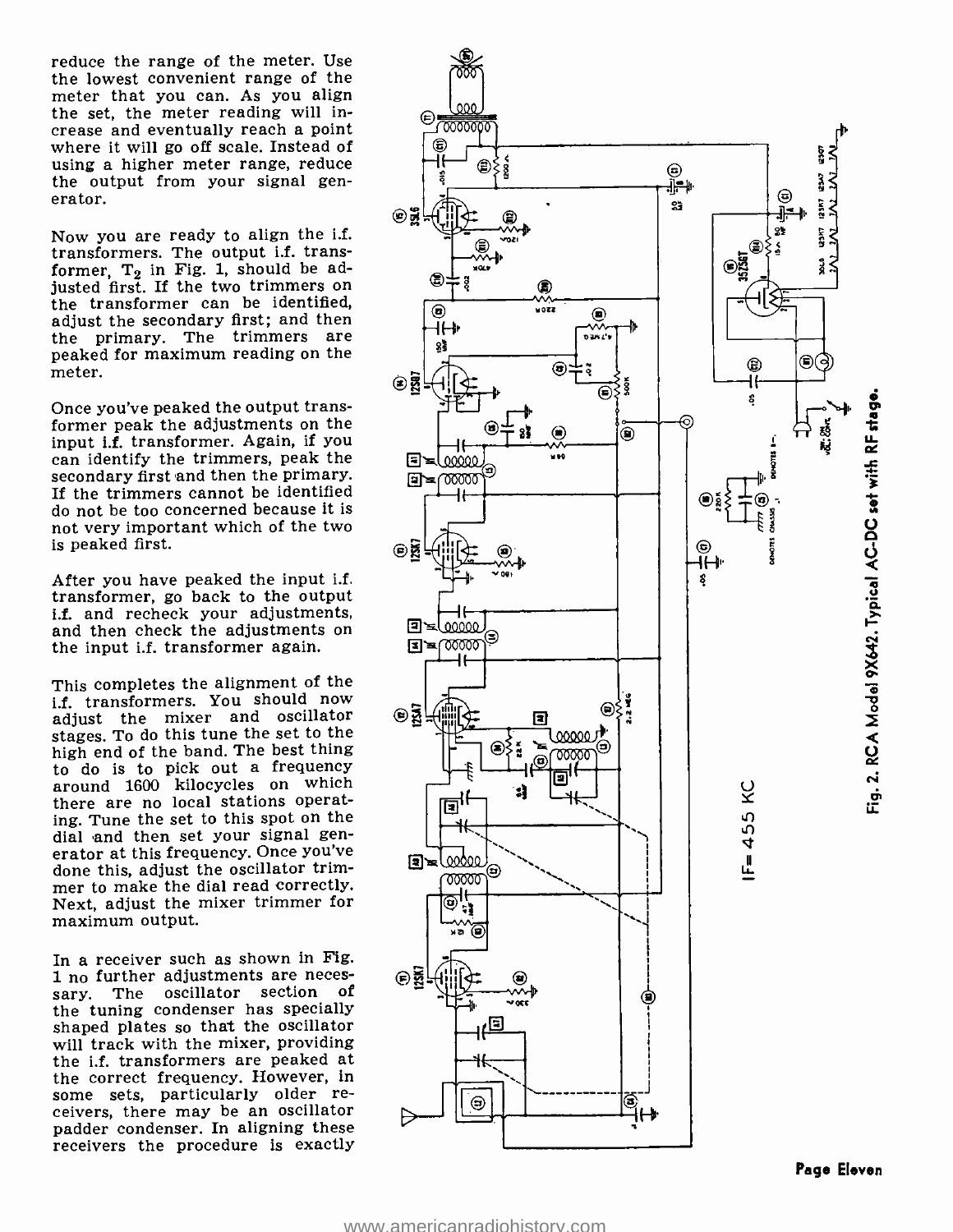reduce the range of the meter. Use the lowest convenient range of the meter that you can. As you align the set, the meter reading will increase and eventually reach a point where it will go off scale. Instead of using a higher meter range, reduce the output from your signal generator.

Now you are ready to align the i.f. transformers. The output i.f. transformer, $T_2$ in Fig. 1, should be adjusted first. If the two trimmers on the transformer can be identified, adjust the secondary first; and then the primary. The trimmers are peaked for maximum reading on the meter.

Once you've peaked the output transformer peak the adjustments on the input i.f. transformer. Again, if you can identify the trimmers, peak the secondary first and then the primary. If the trimmers cannot be identified do not be too concerned because it is not very important which of the two is peaked first.

After you have peaked the input i.f. transformer, go back to the output i.f. and recheck your adjustments, and then check the adjustments on the input i.f. transformer again.

This completes the alignment of the i.f. transformers. You should now adjust the mixer and oscillator stages. To do this tune the set to the high end of the band. The best thing to do is to pick out a frequency around 1600 kilocycles on which there are no local stations operating. Tune the set to this spot on the dial and then set your signal generator at this frequency. Once you've done this, adjust the oscillator trimmer to make the dial read correctly. Next, adjust the mixer trimmer for maximum output.

In a receiver such as shown in Fig. 1 no further adjustments are necessary. The oscillator section of the tuning condenser has specially shaped plates so that the oscillator will track with the mixer, providing the i.f. transformers are peaked at the correct frequency. However, in some sets, particularly older receivers, there may be an oscillator padder condenser. In aligning these receivers the procedure is exactly

IF = 455 KC

Fig. 2. RCA Model 9X642. Typical AC-DC set with RF stage.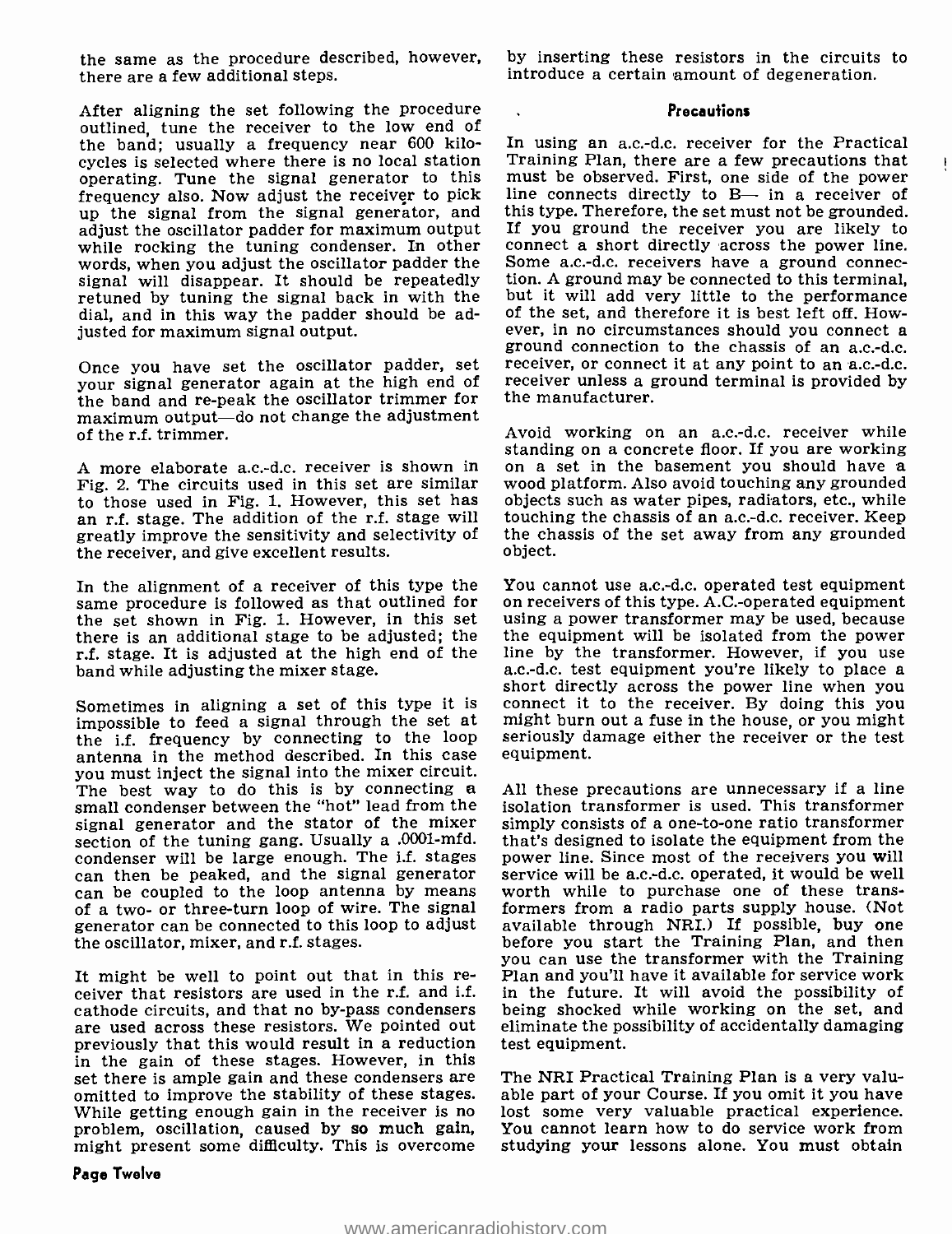the same as the procedure described, however, there are a few additional steps.

After aligning the set following the procedure outlined, tune the receiver to the low end of the band; usually a frequency near 600 kilocycles is selected where there is no local station operating. Tune the signal generator to this frequency also. Now adjust the receiver to pick up the signal from the signal generator, and adjust the oscillator padder for maximum output while rocking the tuning condenser. In other words, when you adjust the oscillator padder the signal will disappear. It should be repeatedly retuned by tuning the signal back in with the dial, and in this way the padder should be adjusted for maximum signal output.

Once you have set the oscillator padder, set your signal generator again at the high end of the band and re-peak the oscillator trimmer for maximum output—do not change the adjustment of the r.f. trimmer.

A more elaborate a.c.-d.c. receiver is shown in Fig. 2. The circuits used in this set are similar to those used in Fig. 1. However, this set has an r.f. stage. The addition of the r.f. stage will greatly improve the sensitivity and selectivity of the receiver, and give excellent results.

In the alignment of a receiver of this type the same procedure is followed as that outlined for the set shown in Fig. 1. However, in this set there is an additional stage to be adjusted; the r.f. stage. It is adjusted at the high end of the band while adjusting the mixer stage.

Sometimes in aligning a set of this type it is impossible to feed a signal through the set at the i.f. frequency by connecting to the loop antenna in the method described. In this case you must inject the signal into the mixer circuit. The best way to do this is by connecting a small condenser between the "hot" lead from the signal generator and the stator of the mixer section of the tuning gang. Usually a .0001-mfd. condenser will be large enough. The i.f. stages can then be peaked, and the signal generator can be coupled to the loop antenna by means of a two- or three-turn loop of wire. The signal generator can be connected to this loop to adjust the oscillator, mixer, and r.f. stages.

It might be well to point out that in this receiver that resistors are used in the r.f. and i.f. cathode circuits, and that no by-pass condensers are used across these resistors. We pointed out previously that this would result in a reduction in the gain of these stages. However, in this set there is ample gain and these condensers are omitted to improve the stability of these stages. While getting enough gain in the receiver is no problem, oscillation, caused by so much gain, might present some difficulty. This is overcome by inserting these resistors in the circuits to introduce a certain amount of degeneration.

### Precautions

In using an a.c.-d.c. receiver for the Practical Training Plan, there are a few precautions that must be observed. First, one side of the power line connects directly to B— in a receiver of this type. Therefore, the set must not be grounded. If you ground the receiver you are likely to connect a short directly across the power line. Some a.c.-d.c. receivers have a ground connection. A ground may be connected to this terminal, but it will add very little to the performance of the set, and therefore it is best left off. However, in no circumstances should you connect a ground connection to the chassis of an a.c.-d.c. receiver, or connect it at any point to an a.c.-d.c. receiver unless a ground terminal is provided by the manufacturer.

Avoid working on an a.c.-d.c. receiver while standing on a concrete floor. If you are working on a set in the basement you should have a wood platform. Also avoid touching any grounded objects such as water pipes, radiators, etc., while touching the chassis of an a.c.-d.c. receiver. Keep the chassis of the set away from any grounded object.

You cannot use a.c.-d.c. operated test equipment on receivers of this type. A.C.-operated equipment using a power transformer may be used, because the equipment will be isolated from the power line by the transformer. However, if you use a.c.-d.c. test equipment you're likely to place a short directly across the power line when you connect it to the receiver. By doing this you might burn out a fuse in the house, or you might seriously damage either the receiver or the test equipment.

All these precautions are unnecessary if a line isolation transformer is used. This transformer simply consists of a one-to-one ratio transformer that's designed to isolate the equipment from the power line. Since most of the receivers you will service will be a.c.-d.c. operated, it would be well worth while to purchase one of these transformers from a radio parts supply house. (Not available through NRI.) If possible, buy one before you start the Training Plan, and then you can use the transformer with the Training Plan and you'll have it available for service work in the future. It will avoid the possibility of being shocked while working on the set, and eliminate the possibility of accidentally damaging test equipment.

The NRI Practical Training Plan is a very valuable part of your Course. If you omit it you have lost some very valuable practical experience. You cannot learn how to do service work from studying your lessons alone. You must obtain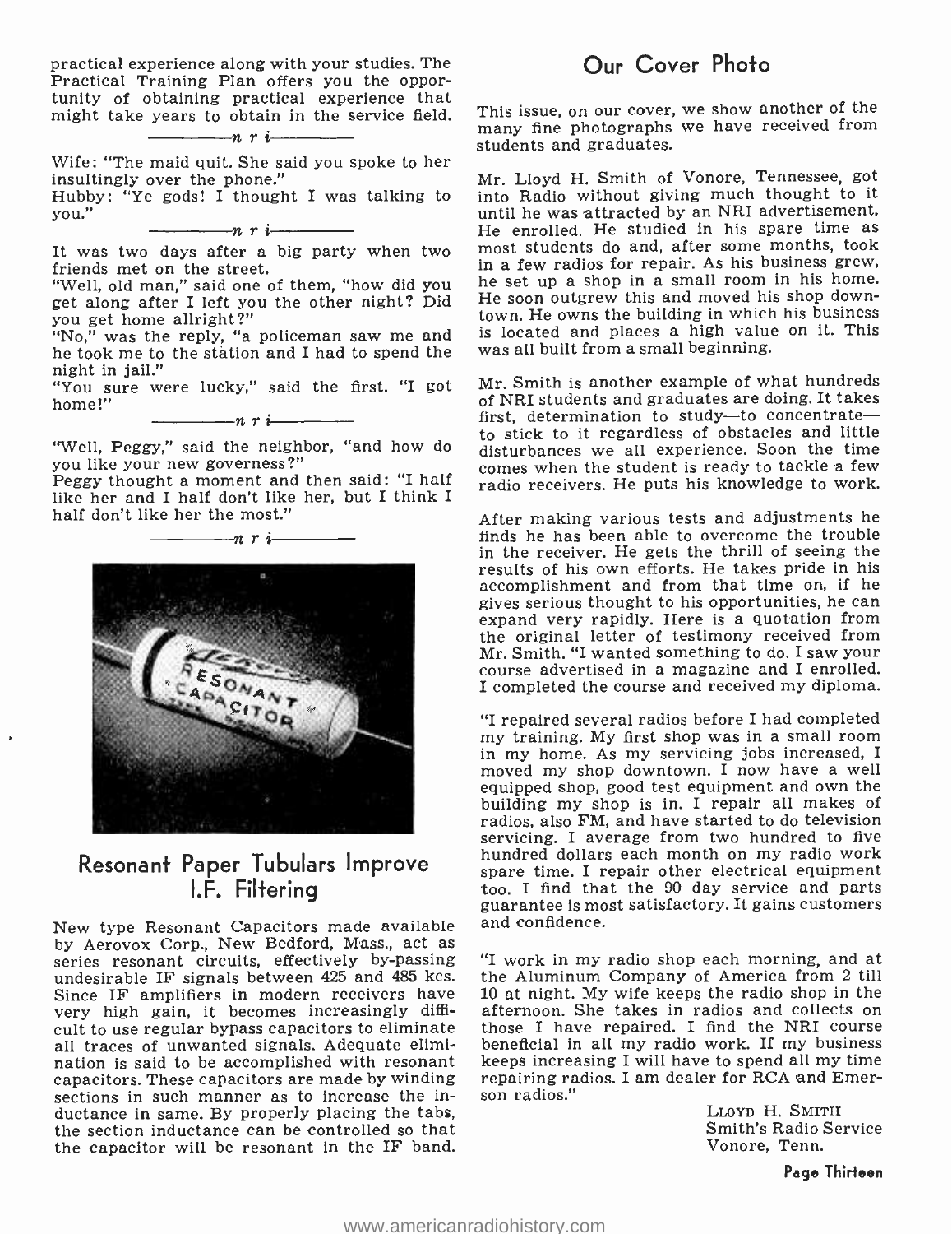practical experience along with your studies. The Practical Training Plan offers you the opportunity of obtaining practical experience that might take years to obtain in the service field.

—n r i—

Wife: "The maid quit. She said you spoke to her insultingly over the phone."

Hubby: "Ye gods! I thought I was talking to you."

—n r i—

It was two days after a big party when two friends met on the street.

"Well, old man," said one of them, "how did you get along after I left you the other night? Did you get home allright?"

"No," was the reply, "a policeman saw me and he took me to the station and I had to spend the night in jail."

"You sure were lucky," said the first. "I got home!"

—n r i—

"Well, Peggy," said the neighbor, "and how do you like your new governess?"

Peggy thought a moment and then said: "I half like her and I half don't like her, but I think I half don't like her the most."

—n r i—

## Resonant Paper Tubulars Improve I.F. Filtering

New type Resonant Capacitors made available by Aerovox Corp., New Bedford, Mass., act as series resonant circuits, effectively by-passing undesirable IF signals between 425 and 485 kcs. Since IF amplifiers in modern receivers have very high gain, it becomes increasingly difficult to use regular bypass capacitors to eliminate all traces of unwanted signals. Adequate elimination is said to be accomplished with resonant capacitors. These capacitors are made by winding sections in such manner as to increase the inductance in same. By properly placing the tabs, the section inductance can be controlled so that the capacitor will be resonant in the IF band.

## Our Cover Photo

This issue, on our cover, we show another of the many fine photographs we have received from students and graduates.

Mr. Lloyd H. Smith of Vonore, Tennessee, got into Radio without giving much thought to it until he was attracted by an NRI advertisement. He enrolled. He studied in his spare time as most students do and, after some months, took in a few radios for repair. As his business grew, he set up a shop in a small room in his home. He soon outgrew this and moved his shop downtown. He owns the building in which his business is located and places a high value on it. This was all built from a small beginning.

Mr. Smith is another example of what hundreds of NRI students and graduates are doing. It takes first, determination to study—to concentrate—to stick to it regardless of obstacles and little disturbances we all experience. Soon the time comes when the student is ready to tackle a few radio receivers. He puts his knowledge to work.

After making various tests and adjustments he finds he has been able to overcome the trouble in the receiver. He gets the thrill of seeing the results of his own efforts. He takes pride in his accomplishment and from that time on, if he gives serious thought to his opportunities, he can expand very rapidly. Here is a quotation from the original letter of testimony received from Mr. Smith. "I wanted something to do. I saw your course advertised in a magazine and I enrolled. I completed the course and received my diploma.

"I repaired several radios before I had completed my training. My first shop was in a small room in my home. As my servicing jobs increased, I moved my shop downtown. I now have a well equipped shop, good test equipment and own the building my shop is in. I repair all makes of radios, also FM, and have started to do television servicing. I average from two hundred to five hundred dollars each month on my radio work spare time. I repair other electrical equipment too. I find that the 90 day service and parts guarantee is most satisfactory. It gains customers and confidence.

"I work in my radio shop each morning, and at the Aluminum Company of America from 2 till 10 at night. My wife keeps the radio shop in the afternoon. She takes in radios and collects on those I have repaired. I find the NRI course beneficial in all my radio work. If my business keeps increasing I will have to spend all my time repairing radios. I am dealer for RCA and Emerson radios."

LLOYD H. SMITH
Smith's Radio Service
Vonore, Tenn.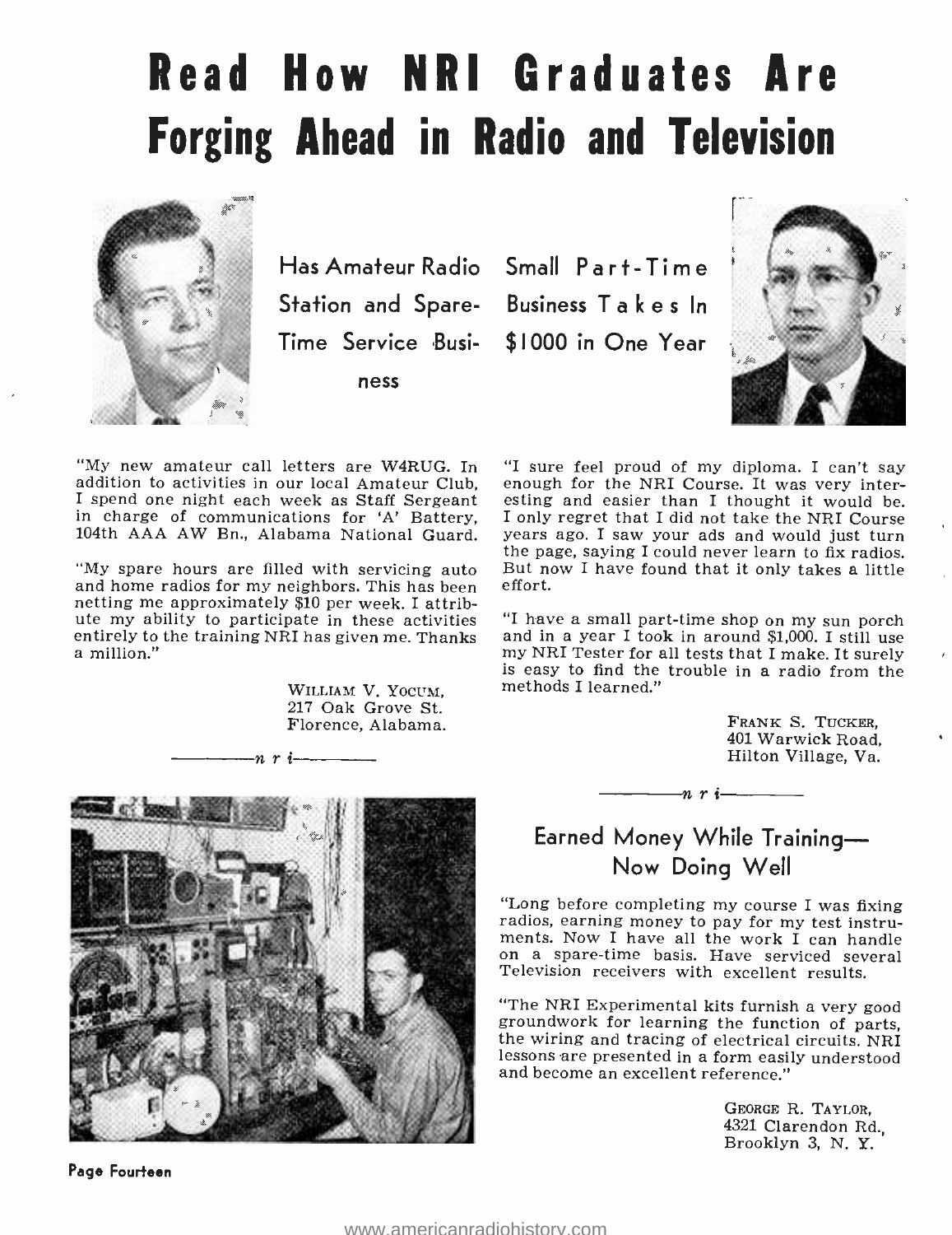# Read How NRI Graduates Are Forging Ahead in Radio and Television

## Has Amateur Radio Station and Spare-Time Service Business

"My new amateur call letters are W4RUG. In addition to activities in our local Amateur Club, I spend one night each week as Staff Sergeant in charge of communications for 'A' Battery, 104th AAA AW Bn., Alabama National Guard.

"My spare hours are filled with servicing auto and home radios for my neighbors. This has been netting me approximately $10 per week. I attribute my ability to participate in these activities entirely to the training NRI has given me. Thanks a million."

WILLIAM V. YOCUM,
217 Oak Grove St.
Florence, Alabama.

—n r i—

## Small Part-Time Business Takes In $1000 in One Year

"I sure feel proud of my diploma. I can't say enough for the NRI Course. It was very interesting and easier than I thought it would be. I only regret that I did not take the NRI Course years ago. I saw your ads and would just turn the page, saying I could never learn to fix radios. But now I have found that it only takes a little effort.

"I have a small part-time shop on my sun porch and in a year I took in around $1,000. I still use my NRI Tester for all tests that I make. It surely is easy to find the trouble in a radio from the methods I learned."

FRANK S. TUCKER,
401 Warwick Road,
Hilton Village, Va.

—n r i—

## Earned Money While Training—Now Doing Well

"Long before completing my course I was fixing radios, earning money to pay for my test instruments. Now I have all the work I can handle on a spare-time basis. Have serviced several Television receivers with excellent results.

"The NRI Experimental kits furnish a very good groundwork for learning the function of parts, the wiring and tracing of electrical circuits. NRI lessons are presented in a form easily understood and become an excellent reference."

GEORGE R. TAYLOR,
4321 Clarendon Rd.,
Brooklyn 3, N. Y.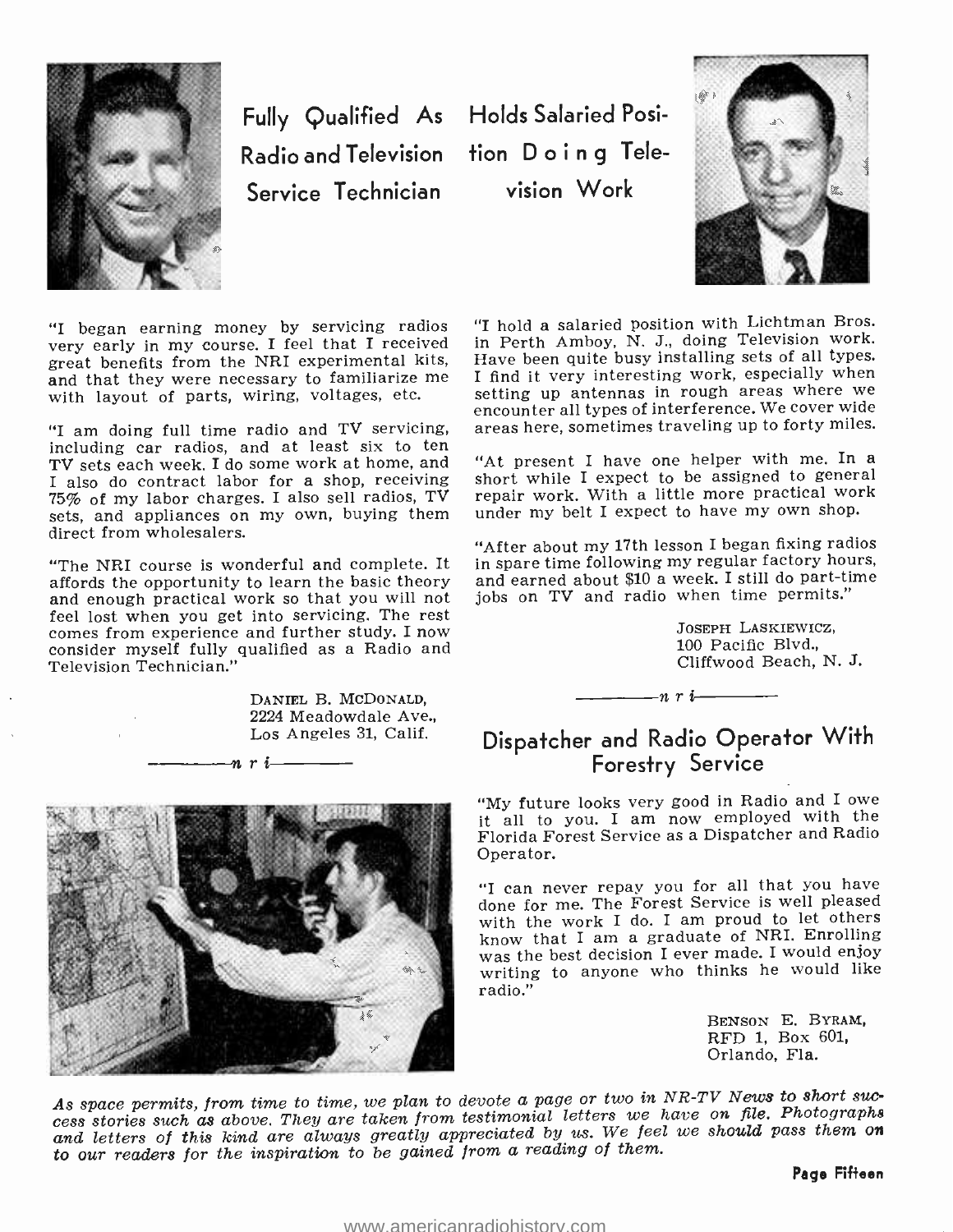## Fully Qualified As Radio and Television Service Technician

"I began earning money by servicing radios very early in my course. I feel that I received great benefits from the NRI experimental kits, and that they were necessary to familiarize me with layout of parts, wiring, voltages, etc.

"I am doing full time radio and TV servicing, including car radios, and at least six to ten TV sets each week. I do some work at home, and I also do contract labor for a shop, receiving 75% of my labor charges. I also sell radios, TV sets, and appliances on my own, buying them direct from wholesalers.

"The NRI course is wonderful and complete. It affords the opportunity to learn the basic theory and enough practical work so that you will not feel lost when you get into servicing. The rest comes from experience and further study. I now consider myself fully qualified as a Radio and Television Technician."

DANIEL B. MCDONALD,
2224 Meadowdale Ave.,
Los Angeles 31, Calif.

———*n r i*———

## Holds Salaried Position Doing Television Work

"I hold a salaried position with Lichtman Bros. in Perth Amboy, N. J., doing Television work. Have been quite busy installing sets of all types. I find it very interesting work, especially when setting up antennas in rough areas where we encounter all types of interference. We cover wide areas here, sometimes traveling up to forty miles.

"At present I have one helper with me. In a short while I expect to be assigned to general repair work. With a little more practical work under my belt I expect to have my own shop.

"After about my 17th lesson I began fixing radios in spare time following my regular factory hours, and earned about $10 a week. I still do part-time jobs on TV and radio when time permits."

JOSEPH LASKIEWICZ,
100 Pacific Blvd.,
Cliffwood Beach, N. J.

———*n r i*———

## Dispatcher and Radio Operator With Forestry Service

"My future looks very good in Radio and I owe it all to you. I am now employed with the Florida Forest Service as a Dispatcher and Radio Operator.

"I can never repay you for all that you have done for me. The Forest Service is well pleased with the work I do. I am proud to let others know that I am a graduate of NRI. Enrolling was the best decision I ever made. I would enjoy writing to anyone who thinks he would like radio."

BENSON E. BYRAM,
RFD 1, Box 601,
Orlando, Fla.

*As space permits, from time to time, we plan to devote a page or two in NR-TV News to short success stories such as above. They are taken from testimonial letters we have on file. Photographs and letters of this kind are always greatly appreciated by us. We feel we should pass them on to our readers for the inspiration to be gained from a reading of them.*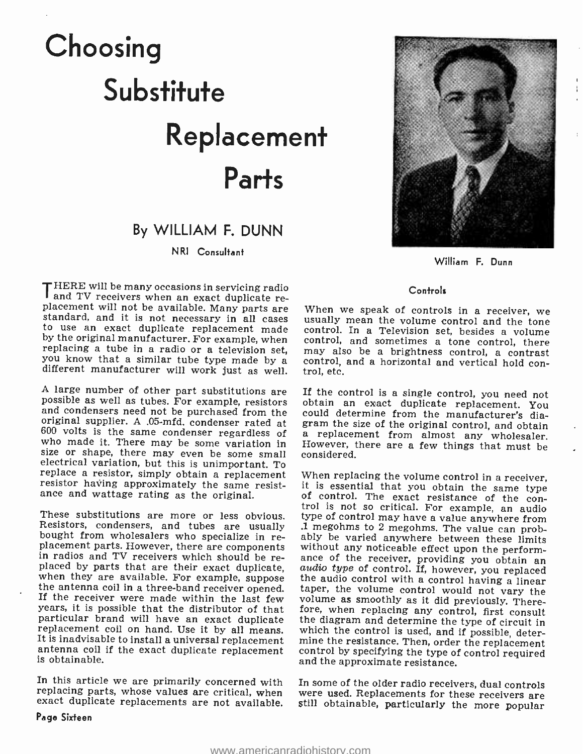# Choosing Substitute Replacement Parts

## By WILLIAM F. DUNN

NRI Consultant

William F. Dunn

THERE will be many occasions in servicing radio and TV receivers when an exact duplicate replacement will not be available. Many parts are standard, and it is not necessary in all cases to use an exact duplicate replacement made by the original manufacturer. For example, when replacing a tube in a radio or a television set, you know that a similar tube type made by a different manufacturer will work just as well.

A large number of other part substitutions are possible as well as tubes. For example, resistors and condensers need not be purchased from the original supplier. A .05-mfd. condenser rated at 600 volts is the same condenser regardless of who made it. There may be some variation in size or shape, there may even be some small electrical variation, but this is unimportant. To replace a resistor, simply obtain a replacement resistor having approximately the same resistance and wattage rating as the original.

These substitutions are more or less obvious. Resistors, condensers, and tubes are usually bought from wholesalers who specialize in replacement parts. However, there are components in radios and TV receivers which should be replaced by parts that are their exact duplicate, when they are available. For example, suppose the antenna coil in a three-band receiver opened. If the receiver were made within the last few years, it is possible that the distributor of that particular brand will have an exact duplicate replacement coil on hand. Use it by all means. It is inadvisable to install a universal replacement antenna coil if the exact duplicate replacement is obtainable.

In this article we are primarily concerned with replacing parts, whose values are critical, when exact duplicate replacements are not available.

### Controls

When we speak of controls in a receiver, we usually mean the volume control and the tone control. In a Television set, besides a volume control, and sometimes a tone control, there may also be a brightness control, a contrast control, and a horizontal and vertical hold control, etc.

If the control is a single control, you need not obtain an exact duplicate replacement. You could determine from the manufacturer's diagram the size of the original control, and obtain a replacement from almost any wholesaler. However, there are a few things that must be considered.

When replacing the volume control in a receiver, it is essential that you obtain the same type of control. The exact resistance of the control is not so critical. For example, an audio type of control may have a value anywhere from .1 megohms to 2 megohms. The value can probably be varied anywhere between these limits without any noticeable effect upon the performance of the receiver, providing you obtain an *audio type* of control. If, however, you replaced the audio control with a control having a linear taper, the volume control would not vary the volume as smoothly as it did previously. Therefore, when replacing any control, first consult the diagram and determine the type of circuit in which the control is used, and if possible, determine the resistance. Then, order the replacement control by specifying the type of control required and the approximate resistance.

In some of the older radio receivers, dual controls were used. Replacements for these receivers are still obtainable, particularly the more popular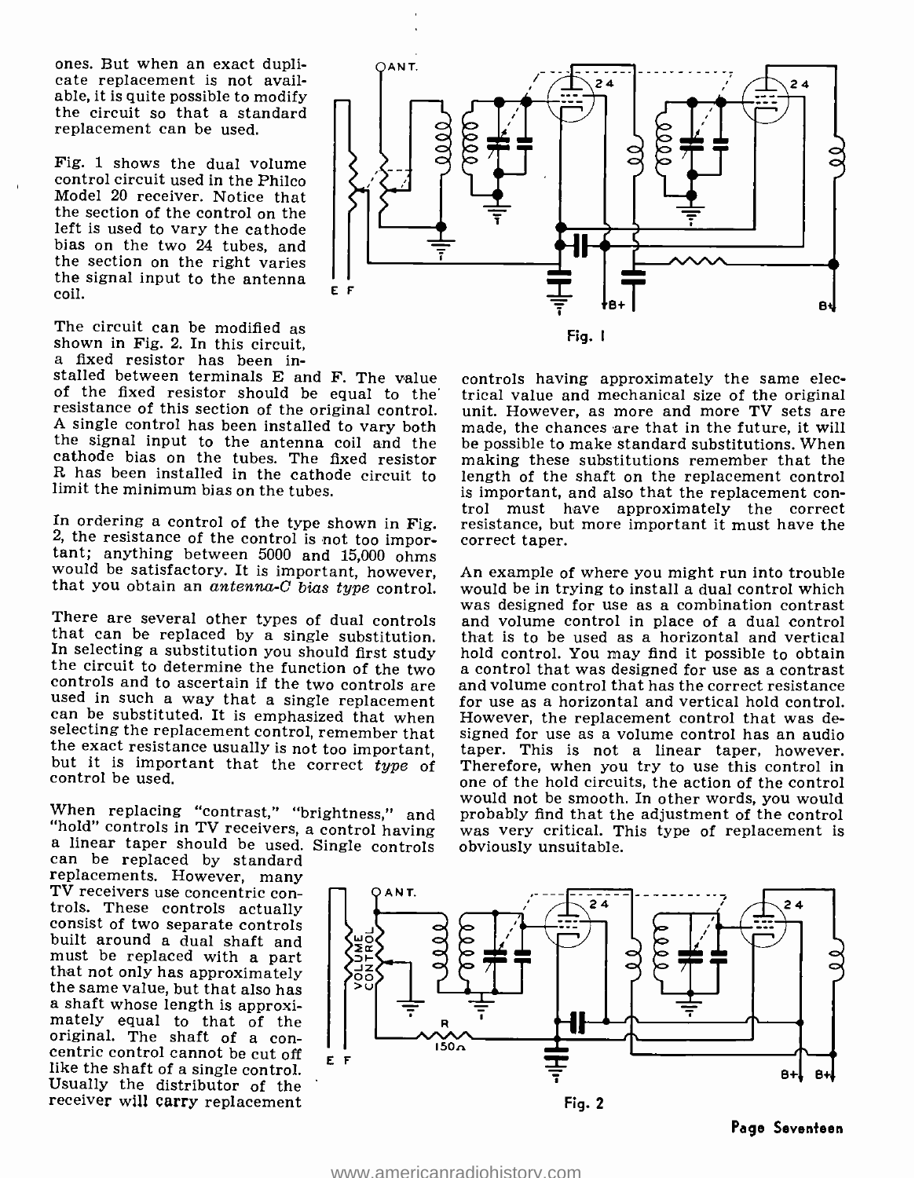ones. But when an exact duplicate replacement is not available, it is quite possible to modify the circuit so that a standard replacement can be used.

Fig. 1 shows the dual volume control circuit used in the Philco Model 20 receiver. Notice that the section of the control on the left is used to vary the cathode bias on the two 24 tubes, and the section on the right varies the signal input to the antenna coil.

Fig. 1

The circuit can be modified as shown in Fig. 2. In this circuit, a fixed resistor has been installed between terminals E and F. The value of the fixed resistor should be equal to the resistance of this section of the original control. A single control has been installed to vary both the signal input to the antenna coil and the cathode bias on the tubes. The fixed resistor R has been installed in the cathode circuit to limit the minimum bias on the tubes.

In ordering a control of the type shown in Fig. 2, the resistance of the control is not too important; anything between 5000 and 15,000 ohms would be satisfactory. It is important, however, that you obtain an *antenna-C bias type* control.

There are several other types of dual controls that can be replaced by a single substitution. In selecting a substitution you should first study the circuit to determine the function of the two controls and to ascertain if the two controls are used in such a way that a single replacement can be substituted. It is emphasized that when selecting the replacement control, remember that the exact resistance usually is not too important, but it is important that the correct *type* of control be used.

When replacing "contrast," "brightness," and "hold" controls in TV receivers, a control having a linear taper should be used. Single controls can be replaced by standard replacements. However, many TV receivers use concentric controls. These controls actually consist of two separate controls built around a dual shaft and must be replaced with a part that not only has approximately the same value, but that also has a shaft whose length is approximately equal to that of the original. The shaft of a concentric control cannot be cut off like the shaft of a single control. Usually the distributor of the receiver will carry replacement controls having approximately the same electrical value and mechanical size of the original unit. However, as more and more TV sets are made, the chances are that in the future, it will be possible to make standard substitutions. When making these substitutions remember that the length of the shaft on the replacement control is important, and also that the replacement control must have approximately the correct resistance, but more important it must have the correct taper.

An example of where you might run into trouble would be in trying to install a dual control which was designed for use as a combination contrast and volume control in place of a dual control that is to be used as a horizontal and vertical hold control. You may find it possible to obtain a control that was designed for use as a contrast and volume control that has the correct resistance for use as a horizontal and vertical hold control. However, the replacement control that was designed for use as a volume control has an audio taper. This is not a linear taper, however. Therefore, when you try to use this control in one of the hold circuits, the action of the control would not be smooth. In other words, you would probably find that the adjustment of the control was very critical. This type of replacement is obviously unsuitable.

Fig. 2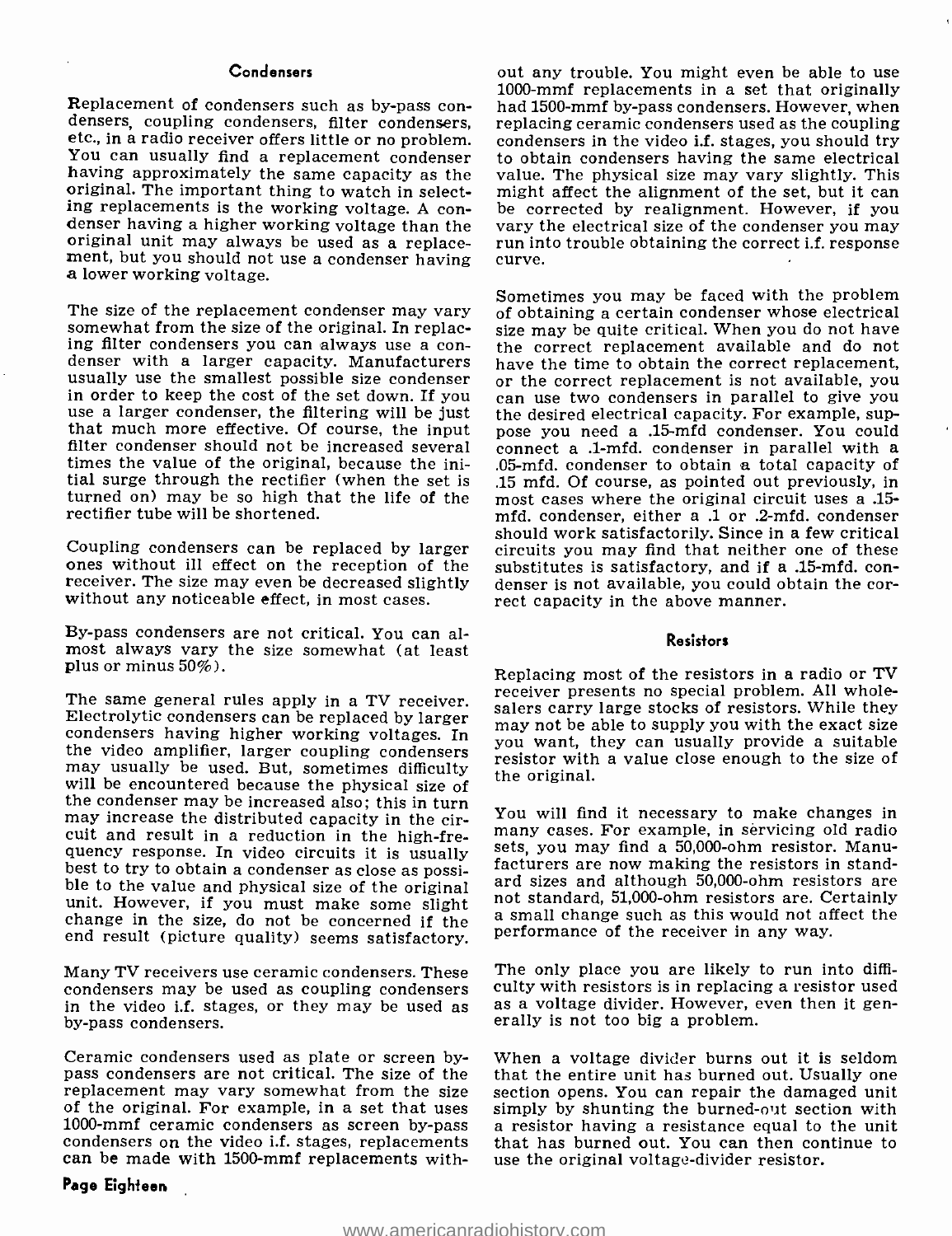### Condensers

Replacement of condensers such as by-pass condensers, coupling condensers, filter condensers, etc., in a radio receiver offers little or no problem. You can usually find a replacement condenser having approximately the same capacity as the original. The important thing to watch in selecting replacements is the working voltage. A condenser having a higher working voltage than the original unit may always be used as a replacement, but you should not use a condenser having a lower working voltage.

The size of the replacement condenser may vary somewhat from the size of the original. In replacing filter condensers you can always use a condenser with a larger capacity. Manufacturers usually use the smallest possible size condenser in order to keep the cost of the set down. If you use a larger condenser, the filtering will be just that much more effective. Of course, the input filter condenser should not be increased several times the value of the original, because the initial surge through the rectifier (when the set is turned on) may be so high that the life of the rectifier tube will be shortened.

Coupling condensers can be replaced by larger ones without ill effect on the reception of the receiver. The size may even be decreased slightly without any noticeable effect, in most cases.

By-pass condensers are not critical. You can almost always vary the size somewhat (at least plus or minus 50%).

The same general rules apply in a TV receiver. Electrolytic condensers can be replaced by larger condensers having higher working voltages. In the video amplifier, larger coupling condensers may usually be used. But, sometimes difficulty will be encountered because the physical size of the condenser may be increased also; this in turn may increase the distributed capacity in the circuit and result in a reduction in the high-frequency response. In video circuits it is usually best to try to obtain a condenser as close as possible to the value and physical size of the original unit. However, if you must make some slight change in the size, do not be concerned if the end result (picture quality) seems satisfactory.

Many TV receivers use ceramic condensers. These condensers may be used as coupling condensers in the video i.f. stages, or they may be used as by-pass condensers.

Ceramic condensers used as plate or screen by-pass condensers are not critical. The size of the replacement may vary somewhat from the size of the original. For example, in a set that uses 1000-mmf ceramic condensers as screen by-pass condensers on the video i.f. stages, replacements can be made with 1500-mmf replacements without any trouble. You might even be able to use 1000-mmf replacements in a set that originally had 1500-mmf by-pass condensers. However, when replacing ceramic condensers used as the coupling condensers in the video i.f. stages, you should try to obtain condensers having the same electrical value. The physical size may vary slightly. This might affect the alignment of the set, but it can be corrected by realignment. However, if you vary the electrical size of the condenser you may run into trouble obtaining the correct i.f. response curve.

Sometimes you may be faced with the problem of obtaining a certain condenser whose electrical size may be quite critical. When you do not have the correct replacement available and do not have the time to obtain the correct replacement, or the correct replacement is not available, you can use two condensers in parallel to give you the desired electrical capacity. For example, suppose you need a .15-mfd condenser. You could connect a .1-mfd. condenser in parallel with a .05-mfd. condenser to obtain a total capacity of .15 mfd. Of course, as pointed out previously, in most cases where the original circuit uses a .15-mfd. condenser, either a .1 or .2-mfd. condenser should work satisfactorily. Since in a few critical circuits you may find that neither one of these substitutes is satisfactory, and if a .15-mfd. condenser is not available, you could obtain the correct capacity in the above manner.

### Resistors

Replacing most of the resistors in a radio or TV receiver presents no special problem. All wholesalers carry large stocks of resistors. While they may not be able to supply you with the exact size you want, they can usually provide a suitable resistor with a value close enough to the size of the original.

You will find it necessary to make changes in many cases. For example, in servicing old radio sets, you may find a 50,000-ohm resistor. Manufacturers are now making the resistors in standard sizes and although 50,000-ohm resistors are not standard, 51,000-ohm resistors are. Certainly a small change such as this would not affect the performance of the receiver in any way.

The only place you are likely to run into difficulty with resistors is in replacing a resistor used as a voltage divider. However, even then it generally is not too big a problem.

When a voltage divider burns out it is seldom that the entire unit has burned out. Usually one section opens. You can repair the damaged unit simply by shunting the burned-out section with a resistor having a resistance equal to the unit that has burned out. You can then continue to use the original voltage-divider resistor.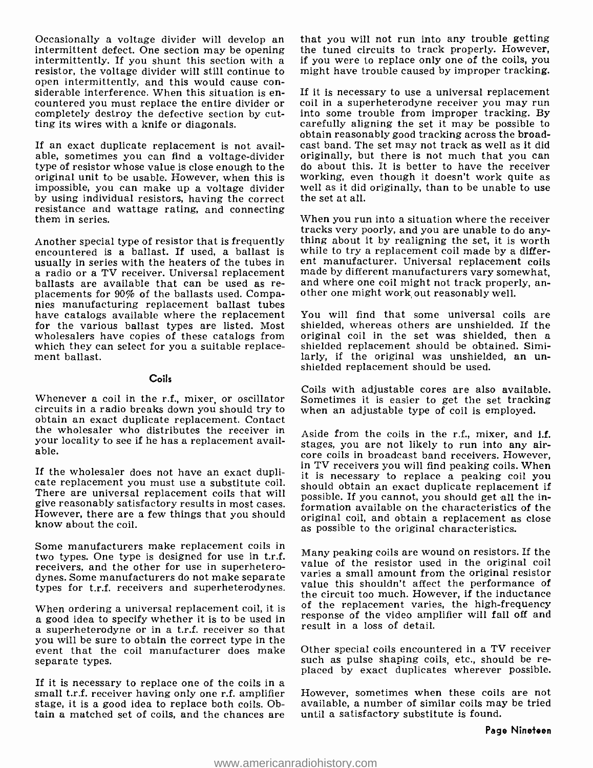Occasionally a voltage divider will develop an intermittent defect. One section may be opening intermittently. If you shunt this section with a resistor, the voltage divider will still continue to open intermittently, and this would cause considerable interference. When this situation is encountered you must replace the entire divider or completely destroy the defective section by cutting its wires with a knife or diagonals.

If an exact duplicate replacement is not available, sometimes you can find a voltage-divider type of resistor whose value is close enough to the original unit to be usable. However, when this is impossible, you can make up a voltage divider by using individual resistors, having the correct resistance and wattage rating, and connecting them in series.

Another special type of resistor that is frequently encountered is a ballast. If used, a ballast is usually in series with the heaters of the tubes in a radio or a TV receiver. Universal replacement ballasts are available that can be used as replacements for 90% of the ballasts used. Companies manufacturing replacement ballast tubes have catalogs available where the replacement for the various ballast types are listed. Most wholesalers have copies of these catalogs from which they can select for you a suitable replacement ballast.

## Coils

Whenever a coil in the r.f., mixer, or oscillator circuits in a radio breaks down you should try to obtain an exact duplicate replacement. Contact the wholesaler who distributes the receiver in your locality to see if he has a replacement available.

If the wholesaler does not have an exact duplicate replacement you must use a substitute coil. There are universal replacement coils that will give reasonably satisfactory results in most cases. However, there are a few things that you should know about the coil.

Some manufacturers make replacement coils in two types. One type is designed for use in t.r.f. receivers, and the other for use in superheterodynes. Some manufacturers do not make separate types for t.r.f. receivers and superheterodynes.

When ordering a universal replacement coil, it is a good idea to specify whether it is to be used in a superheterodyne or in a t.r.f. receiver so that you will be sure to obtain the correct type in the event that the coil manufacturer does make separate types.

If it is necessary to replace one of the coils in a small t.r.f. receiver having only one r.f. amplifier stage, it is a good idea to replace both coils. Obtain a matched set of coils, and the chances are that you will not run into any trouble getting the tuned circuits to track properly. However, if you were to replace only one of the coils, you might have trouble caused by improper tracking.

If it is necessary to use a universal replacement coil in a superheterodyne receiver you may run into some trouble from improper tracking. By carefully aligning the set it may be possible to obtain reasonably good tracking across the broadcast band. The set may not track as well as it did originally, but there is not much that you can do about this. It is better to have the receiver working, even though it doesn't work quite as well as it did originally, than to be unable to use the set at all.

When you run into a situation where the receiver tracks very poorly, and you are unable to do anything about it by realigning the set, it is worth while to try a replacement coil made by a different manufacturer. Universal replacement coils made by different manufacturers vary somewhat, and where one coil might not track properly, another one might work out reasonably well.

You will find that some universal coils are shielded, whereas others are unshielded. If the original coil in the set was shielded, then a shielded replacement should be obtained. Similarly, if the original was unshielded, an unshielded replacement should be used.

Coils with adjustable cores are also available. Sometimes it is easier to get the set tracking when an adjustable type of coil is employed.

Aside from the coils in the r.f., mixer, and i.f. stages, you are not likely to run into any air-core coils in broadcast band receivers. However, in TV receivers you will find peaking coils. When it is necessary to replace a peaking coil you should obtain an exact duplicate replacement if possible. If you cannot, you should get all the information available on the characteristics of the original coil, and obtain a replacement as close as possible to the original characteristics.

Many peaking coils are wound on resistors. If the value of the resistor used in the original coil varies a small amount from the original resistor value this shouldn't affect the performance of the circuit too much. However, if the inductance of the replacement varies, the high-frequency response of the video amplifier will fall off and result in a loss of detail.

Other special coils encountered in a TV receiver such as pulse shaping coils, etc., should be replaced by exact duplicates wherever possible.

However, sometimes when these coils are not available, a number of similar coils may be tried until a satisfactory substitute is found.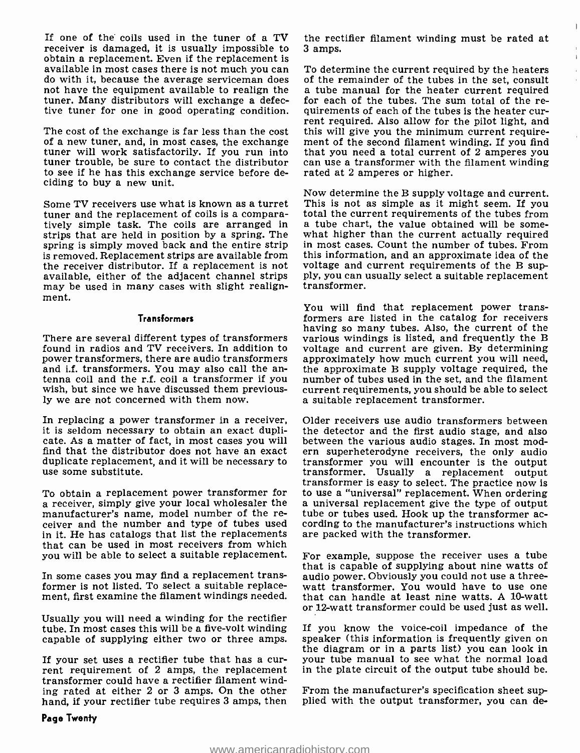If one of the coils used in the tuner of a TV receiver is damaged, it is usually impossible to obtain a replacement. Even if the replacement is available in most cases there is not much you can do with it, because the average serviceman does not have the equipment available to realign the tuner. Many distributors will exchange a defective tuner for one in good operating condition.

The cost of the exchange is far less than the cost of a new tuner, and, in most cases, the exchange tuner will work satisfactorily. If you run into tuner trouble, be sure to contact the distributor to see if he has this exchange service before deciding to buy a new unit.

Some TV receivers use what is known as a turret tuner and the replacement of coils is a comparatively simple task. The coils are arranged in strips that are held in position by a spring. The spring is simply moved back and the entire strip is removed. Replacement strips are available from the receiver distributor. If a replacement is not available, either of the adjacent channel strips may be used in many cases with slight realignment.

## Transformers

There are several different types of transformers found in radios and TV receivers. In addition to power transformers, there are audio transformers and i.f. transformers. You may also call the antenna coil and the r.f. coil a transformer if you wish, but since we have discussed them previously we are not concerned with them now.

In replacing a power transformer in a receiver, it is seldom necessary to obtain an exact duplicate. As a matter of fact, in most cases you will find that the distributor does not have an exact duplicate replacement, and it will be necessary to use some substitute.

To obtain a replacement power transformer for a receiver, simply give your local wholesaler the manufacturer's name, model number of the receiver and the number and type of tubes used in it. He has catalogs that list the replacements that can be used in most receivers from which you will be able to select a suitable replacement.

In some cases you may find a replacement transformer is not listed. To select a suitable replacement, first examine the filament windings needed.

Usually you will need a winding for the rectifier tube. In most cases this will be a five-volt winding capable of supplying either two or three amps.

If your set uses a rectifier tube that has a current requirement of 2 amps, the replacement transformer could have a rectifier filament winding rated at either 2 or 3 amps. On the other hand, if your rectifier tube requires 3 amps, then the rectifier filament winding must be rated at 3 amps.

To determine the current required by the heaters of the remainder of the tubes in the set, consult a tube manual for the heater current required for each of the tubes. The sum total of the requirements of each of the tubes is the heater current required. Also allow for the pilot light, and this will give you the minimum current requirement of the second filament winding. If you find that you need a total current of 2 amperes you can use a transformer with the filament winding rated at 2 amperes or higher.

Now determine the B supply voltage and current. This is not as simple as it might seem. If you total the current requirements of the tubes from a tube chart, the value obtained will be somewhat higher than the current actually required in most cases. Count the number of tubes. From this information, and an approximate idea of the voltage and current requirements of the B supply, you can usually select a suitable replacement transformer.

You will find that replacement power transformers are listed in the catalog for receivers having so many tubes. Also, the current of the various windings is listed, and frequently the B voltage and current are given. By determining approximately how much current you will need, the approximate B supply voltage required, the number of tubes used in the set, and the filament current requirements, you should be able to select a suitable replacement transformer.

Older receivers use audio transformers between the detector and the first audio stage, and also between the various audio stages. In most modern superheterodyne receivers, the only audio transformer you will encounter is the output transformer. Usually a replacement output transformer is easy to select. The practice now is to use a "universal" replacement. When ordering a universal replacement give the type of output tube or tubes used. Hook up the transformer according to the manufacturer's instructions which are packed with the transformer.

For example, suppose the receiver uses a tube that is capable of supplying about nine watts of audio power. Obviously you could not use a three-watt transformer. You would have to use one that can handle at least nine watts. A 10-watt or 12-watt transformer could be used just as well.

If you know the voice-coil impedance of the speaker (this information is frequently given on the diagram or in a parts list) you can look in your tube manual to see what the normal load in the plate circuit of the output tube should be.

From the manufacturer's specification sheet supplied with the output transformer, you can de-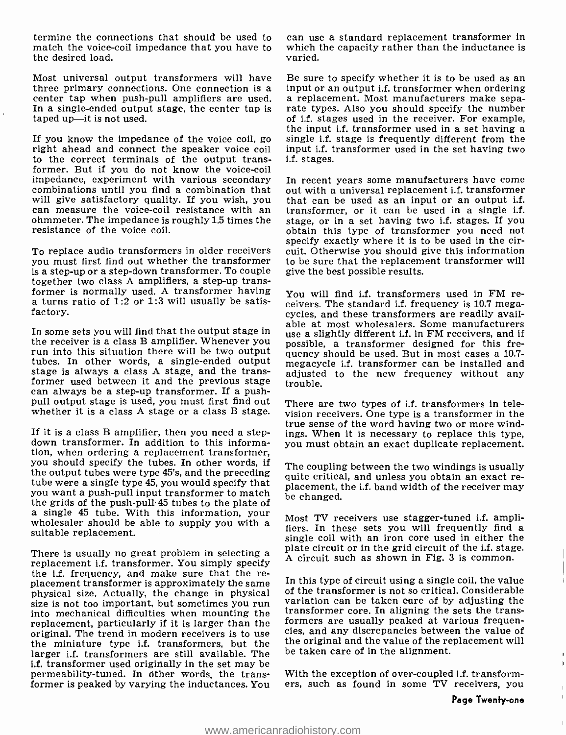termine the connections that should be used to match the voice-coil impedance that you have to the desired load.

Most universal output transformers will have three primary connections. One connection is a center tap when push-pull amplifiers are used. In a single-ended output stage, the center tap is taped up—it is not used.

If you know the impedance of the voice coil, go right ahead and connect the speaker voice coil to the correct terminals of the output transformer. But if you do not know the voice-coil impedance, experiment with various secondary combinations until you find a combination that will give satisfactory quality. If you wish, you can measure the voice-coil resistance with an ohmmeter. The impedance is roughly 1.5 times the resistance of the voice coil.

To replace audio transformers in older receivers you must first find out whether the transformer is a step-up or a step-down transformer. To couple together two class A amplifiers, a step-up transformer is normally used. A transformer having a turns ratio of 1:2 or 1:3 will usually be satisfactory.

In some sets you will find that the output stage in the receiver is a class B amplifier. Whenever you run into this situation there will be two output tubes. In other words, a single-ended output stage is always a class A stage, and the transformer used between it and the previous stage can always be a step-up transformer. If a push-pull output stage is used, you must first find out whether it is a class A stage or a class B stage.

If it is a class B amplifier, then you need a step-down transformer. In addition to this information, when ordering a replacement transformer, you should specify the tubes. In other words, if the output tubes were type 45's, and the preceding tube were a single type 45, you would specify that you want a push-pull input transformer to match the grids of the push-pull 45 tubes to the plate of a single 45 tube. With this information, your wholesaler should be able to supply you with a suitable replacement.

There is usually no great problem in selecting a replacement i.f. transformer. You simply specify the i.f. frequency, and make sure that the replacement transformer is approximately the same physical size. Actually, the change in physical size is not too important, but sometimes you run into mechanical difficulties when mounting the replacement, particularly if it is larger than the original. The trend in modern receivers is to use the miniature type i.f. transformers, but the larger i.f. transformers are still available. The i.f. transformer used originally in the set may be permeability-tuned. In other words, the transformer is peaked by varying the inductances. You can use a standard replacement transformer in which the capacity rather than the inductance is varied.

Be sure to specify whether it is to be used as an input or an output i.f. transformer when ordering a replacement. Most manufacturers make separate types. Also you should specify the number of i.f. stages used in the receiver. For example, the input i.f. transformer used in a set having a single i.f. stage is frequently different from the input i.f. transformer used in the set having two i.f. stages.

In recent years some manufacturers have come out with a universal replacement i.f. transformer that can be used as an input or an output i.f. transformer, or it can be used in a single i.f. stage, or in a set having two i.f. stages. If you obtain this type of transformer you need not specify exactly where it is to be used in the circuit. Otherwise you should give this information to be sure that the replacement transformer will give the best possible results.

You will find i.f. transformers used in FM receivers. The standard i.f. frequency is 10.7 megacycles, and these transformers are readily available at most wholesalers. Some manufacturers use a slightly different i.f. in FM receivers, and if possible, a transformer designed for this frequency should be used. But in most cases a 10.7-megacycle i.f. transformer can be installed and adjusted to the new frequency without any trouble.

There are two types of i.f. transformers in television receivers. One type is a transformer in the true sense of the word having two or more windings. When it is necessary to replace this type, you must obtain an exact duplicate replacement.

The coupling between the two windings is usually quite critical, and unless you obtain an exact replacement, the i.f. band width of the receiver may be changed.

Most TV receivers use stagger-tuned i.f. amplifiers. In these sets you will frequently find a single coil with an iron core used in either the plate circuit or in the grid circuit of the i.f. stage. A circuit such as shown in Fig. 3 is common.

In this type of circuit using a single coil, the value of the transformer is not so critical. Considerable variation can be taken care of by adjusting the transformer core. In aligning the sets the transformers are usually peaked at various frequencies, and any discrepancies between the value of the original and the value of the replacement will be taken care of in the alignment.

With the exception of over-coupled i.f. transformers, such as found in some TV receivers, you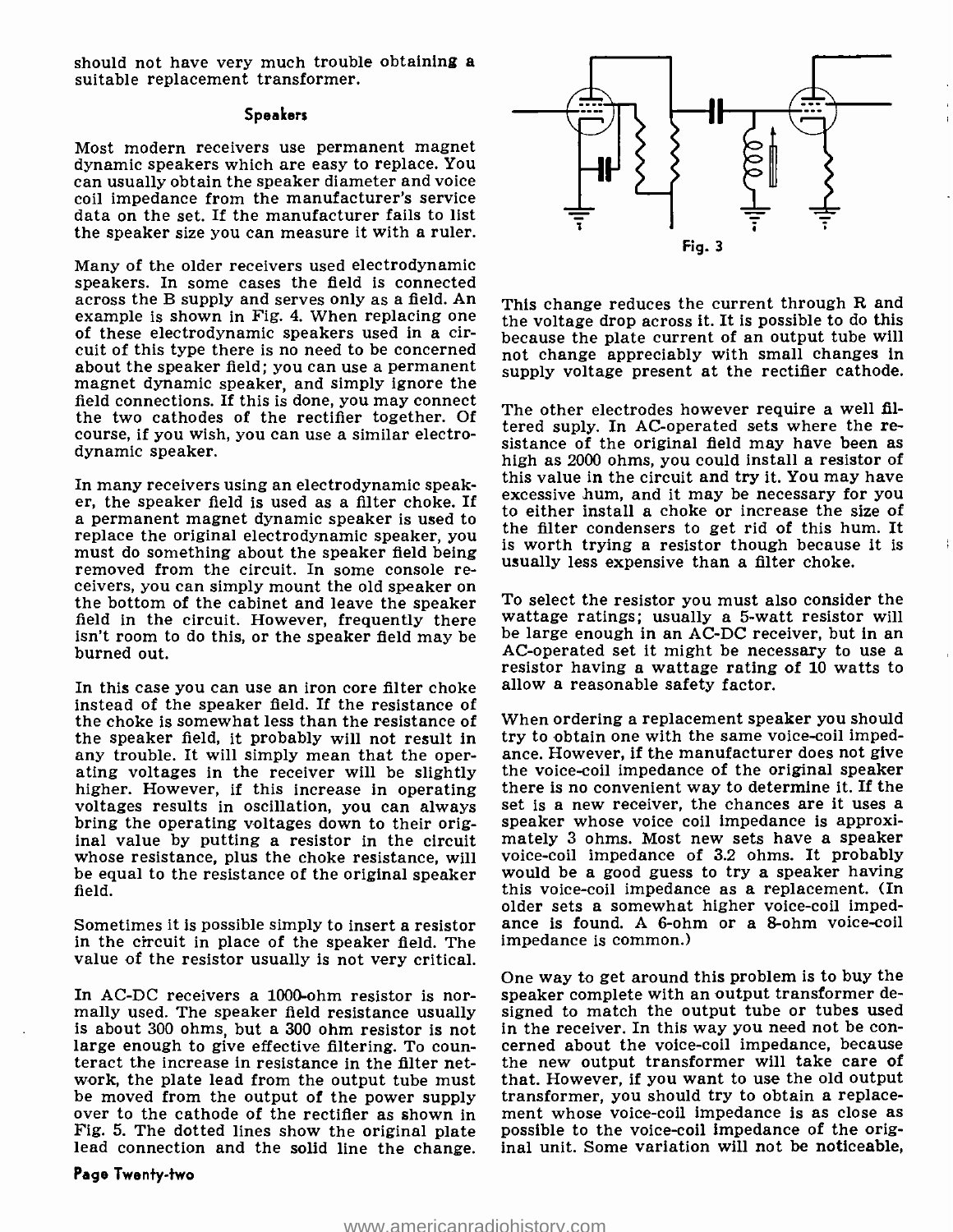should not have very much trouble obtaining a suitable replacement transformer.

### Speakers

Most modern receivers use permanent magnet dynamic speakers which are easy to replace. You can usually obtain the speaker diameter and voice coil impedance from the manufacturer's service data on the set. If the manufacturer fails to list the speaker size you can measure it with a ruler.

Many of the older receivers used electrodynamic speakers. In some cases the field is connected across the B supply and serves only as a field. An example is shown in Fig. 4. When replacing one of these electrodynamic speakers used in a circuit of this type there is no need to be concerned about the speaker field; you can use a permanent magnet dynamic speaker, and simply ignore the field connections. If this is done, you may connect the two cathodes of the rectifier together. Of course, if you wish, you can use a similar electrodynamic speaker.

In many receivers using an electrodynamic speaker, the speaker field is used as a filter choke. If a permanent magnet dynamic speaker is used to replace the original electrodynamic speaker, you must do something about the speaker field being removed from the circuit. In some console receivers, you can simply mount the old speaker on the bottom of the cabinet and leave the speaker field in the circuit. However, frequently there isn't room to do this, or the speaker field may be burned out.

In this case you can use an iron core filter choke instead of the speaker field. If the resistance of the choke is somewhat less than the resistance of the speaker field, it probably will not result in any trouble. It will simply mean that the operating voltages in the receiver will be slightly higher. However, if this increase in operating voltages results in oscillation, you can always bring the operating voltages down to their original value by putting a resistor in the circuit whose resistance, plus the choke resistance, will be equal to the resistance of the original speaker field.

Sometimes it is possible simply to insert a resistor in the circuit in place of the speaker field. The value of the resistor usually is not very critical.

In AC-DC receivers a 1000-ohm resistor is normally used. The speaker field resistance usually is about 300 ohms, but a 300 ohm resistor is not large enough to give effective filtering. To counteract the increase in resistance in the filter network, the plate lead from the output tube must be moved from the output of the power supply over to the cathode of the rectifier as shown in Fig. 5. The dotted lines show the original plate lead connection and the solid line the change.

Fig. 3

This change reduces the current through R and the voltage drop across it. It is possible to do this because the plate current of an output tube will not change appreciably with small changes in supply voltage present at the rectifier cathode.

The other electrodes however require a well filtered suply. In AC-operated sets where the resistance of the original field may have been as high as 2000 ohms, you could install a resistor of this value in the circuit and try it. You may have excessive hum, and it may be necessary for you to either install a choke or increase the size of the filter condensers to get rid of this hum. It is worth trying a resistor though because it is usually less expensive than a filter choke.

To select the resistor you must also consider the wattage ratings; usually a 5-watt resistor will be large enough in an AC-DC receiver, but in an AC-operated set it might be necessary to use a resistor having a wattage rating of 10 watts to allow a reasonable safety factor.

When ordering a replacement speaker you should try to obtain one with the same voice-coil impedance. However, if the manufacturer does not give the voice-coil impedance of the original speaker there is no convenient way to determine it. If the set is a new receiver, the chances are it uses a speaker whose voice coil impedance is approximately 3 ohms. Most new sets have a speaker voice-coil impedance of 3.2 ohms. It probably would be a good guess to try a speaker having this voice-coil impedance as a replacement. (In older sets a somewhat higher voice-coil impedance is found. A 6-ohm or a 8-ohm voice-coil impedance is common.)

One way to get around this problem is to buy the speaker complete with an output transformer designed to match the output tube or tubes used in the receiver. In this way you need not be concerned about the voice-coil impedance, because the new output transformer will take care of that. However, if you want to use the old output transformer, you should try to obtain a replacement whose voice-coil impedance is as close as possible to the voice-coil impedance of the original unit. Some variation will not be noticeable,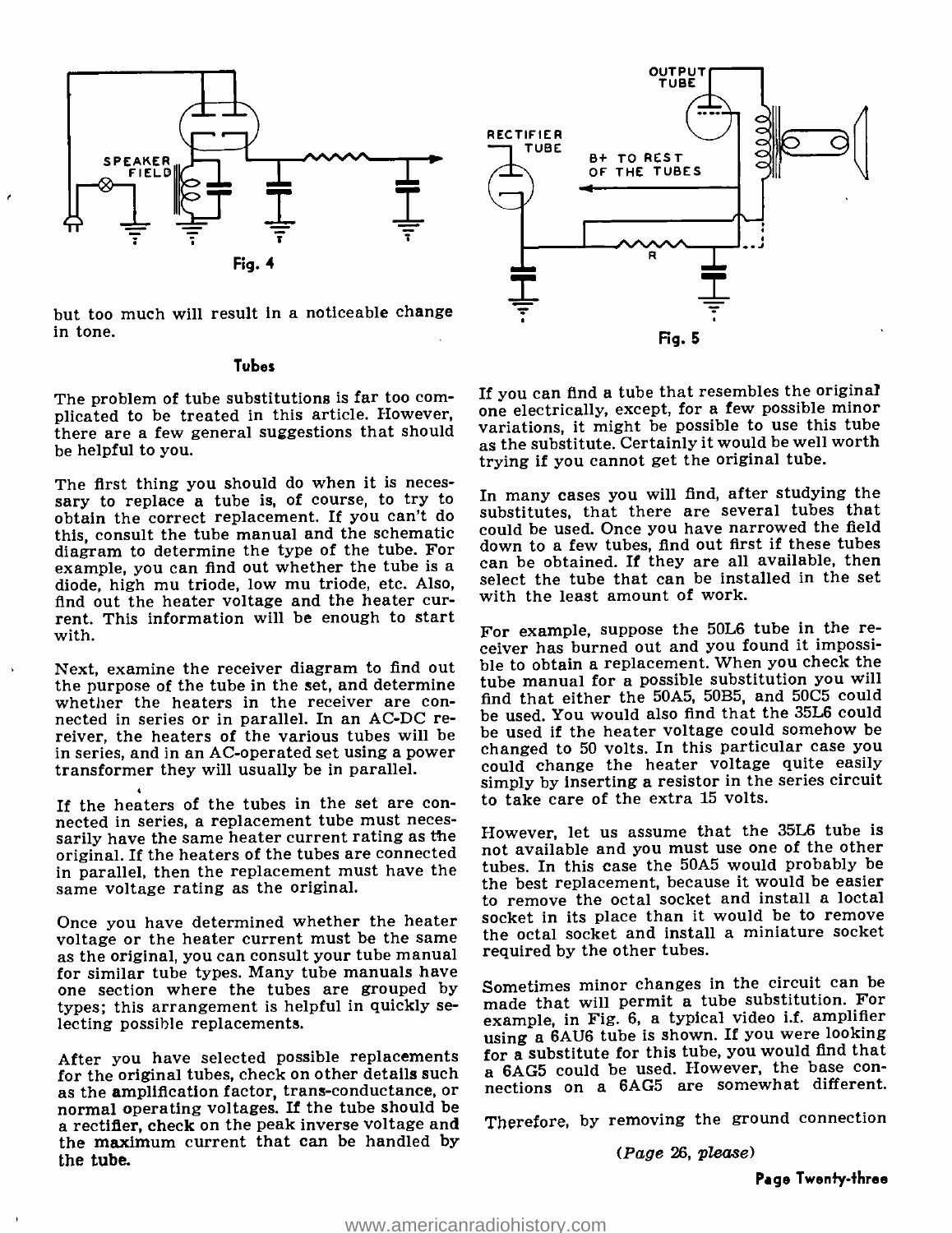but too much will result in a noticeable change in tone.

Fig. 4

Fig. 5

### Tubes

The problem of tube substitutions is far too complicated to be treated in this article. However, there are a few general suggestions that should be helpful to you.

The first thing you should do when it is necessary to replace a tube is, of course, to try to obtain the correct replacement. If you can't do this, consult the tube manual and the schematic diagram to determine the type of the tube. For example, you can find out whether the tube is a diode, high mu triode, low mu triode, etc. Also, find out the heater voltage and the heater current. This information will be enough to start with.

Next, examine the receiver diagram to find out the purpose of the tube in the set, and determine whether the heaters in the receiver are connected in series or in parallel. In an AC-DC receiver, the heaters of the various tubes will be in series, and in an AC-operated set using a power transformer they will usually be in parallel.

If the heaters of the tubes in the set are connected in series, a replacement tube must necessarily have the same heater current rating as the original. If the heaters of the tubes are connected in parallel, then the replacement must have the same voltage rating as the original.

Once you have determined whether the heater voltage or the heater current must be the same as the original, you can consult your tube manual for similar tube types. Many tube manuals have one section where the tubes are grouped by types; this arrangement is helpful in quickly selecting possible replacements.

After you have selected possible replacements for the original tubes, check on other details such as the amplification factor, trans-conductance, or normal operating voltages. If the tube should be a rectifier, check on the peak inverse voltage and the maximum current that can be handled by the tube.

If you can find a tube that resembles the original one electrically, except, for a few possible minor variations, it might be possible to use this tube as the substitute. Certainly it would be well worth trying if you cannot get the original tube.

In many cases you will find, after studying the substitutes, that there are several tubes that could be used. Once you have narrowed the field down to a few tubes, find out first if these tubes can be obtained. If they are all available, then select the tube that can be installed in the set with the least amount of work.

For example, suppose the 50L6 tube in the receiver has burned out and you found it impossible to obtain a replacement. When you check the tube manual for a possible substitution you will find that either the 50A5, 50B5, and 50C5 could be used. You would also find that the 35L6 could be used if the heater voltage could somehow be changed to 50 volts. In this particular case you could change the heater voltage quite easily simply by inserting a resistor in the series circuit to take care of the extra 15 volts.

However, let us assume that the 35L6 tube is not available and you must use one of the other tubes. In this case the 50A5 would probably be the best replacement, because it would be easier to remove the octal socket and install a loctal socket in its place than it would be to remove the octal socket and install a miniature socket required by the other tubes.

Sometimes minor changes in the circuit can be made that will permit a tube substitution. For example, in Fig. 6, a typical video i.f. amplifier using a 6AU6 tube is shown. If you were looking for a substitute for this tube, you would find that a 6AG5 could be used. However, the base connections on a 6AG5 are somewhat different.

Therefore, by removing the ground connection

*(Page 26, please)*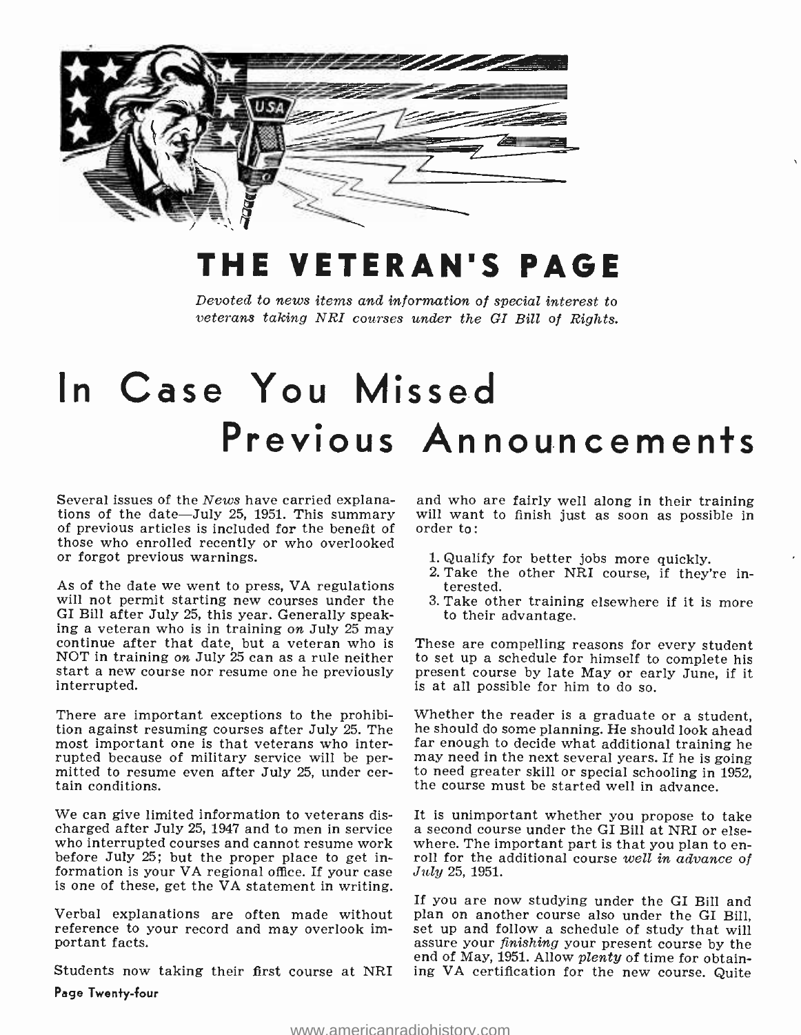# THE VETERAN'S PAGE

*Devoted to news items and information of special interest to veterans taking NRI courses under the GI Bill of Rights.*

# In Case You Missed Previous Announcements

Several issues of the *News* have carried explanations of the date—July 25, 1951. This summary of previous articles is included for the benefit of those who enrolled recently or who overlooked or forgot previous warnings.

As of the date we went to press, VA regulations will not permit starting new courses under the GI Bill after July 25, this year. Generally speaking a veteran who is in training *on* July 25 may continue after that date, but a veteran who is NOT in training *on* July 25 can as a rule neither start a new course nor resume one he previously interrupted.

There are important exceptions to the prohibition against resuming courses after July 25. The most important one is that veterans who interrupted because of military service will be permitted to resume even after July 25, under certain conditions.

We can give limited information to veterans discharged after July 25, 1947 and to men in service who interrupted courses and cannot resume work before July 25; but the proper place to get information is your VA regional office. If your case is one of these, get the VA statement in writing.

Verbal explanations are often made without reference to your record and may overlook important facts.

Students now taking their first course at NRI and who are fairly well along in their training will want to finish just as soon as possible in order to:

1. Qualify for better jobs more quickly.
2. Take the other NRI course, if they're interested.
3. Take other training elsewhere if it is more to their advantage.

These are compelling reasons for every student to set up a schedule for himself to complete his present course by late May or early June, if it is at all possible for him to do so.

Whether the reader is a graduate or a student, he should do some planning. He should look ahead far enough to decide what additional training he may need in the next several years. If he is going to need greater skill or special schooling in 1952, the course must be started well in advance.

It is unimportant whether you propose to take a second course under the GI Bill at NRI or elsewhere. The important part is that you plan to enroll for the additional course *well in advance of July* 25, 1951.

If you are now studying under the GI Bill and plan on another course also under the GI Bill, set up and follow a schedule of study that will assure your *finishing* your present course by the end of May, 1951. Allow *plenty* of time for obtaining VA certification for the new course. Quite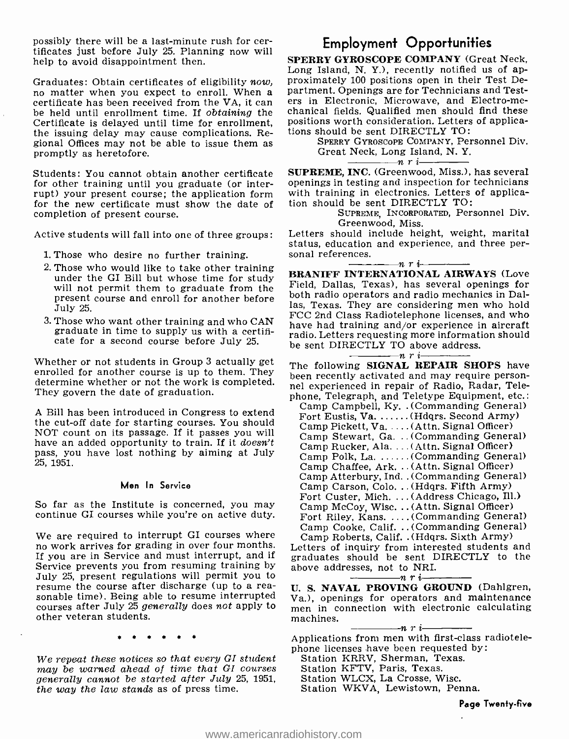possibly there will be a last-minute rush for certificates just before July 25. Planning now will help to avoid disappointment then.

Graduates: Obtain certificates of eligibility *now,* no matter when you expect to enroll. When a certificate has been received from the VA, it can be held until enrollment time. If *obtaining* the Certificate is delayed until time for enrollment, the issuing delay may cause complications. Regional Offices may not be able to issue them as promptly as heretofore.

Students: You cannot obtain another certificate for other training until you graduate (or interrupt) your present course; the application form for the new certificate must show the date of completion of present course.

Active students will fall into one of three groups:

1. Those who desire no further training.
2. Those who would like to take other training under the GI Bill but whose time for study will not permit them to graduate from the present course and enroll for another before July 25.
3. Those who want other training and who CAN graduate in time to supply us with a certificate for a second course before July 25.

Whether or not students in Group 3 actually get enrolled for another course is up to them. They determine whether or not the work is completed. They govern the date of graduation.

A Bill has been introduced in Congress to extend the cut-off date for starting courses. You should NOT count on its passage. If it passes you will have an added opportunity to train. If it *doesn't* pass, you have lost nothing by aiming at July 25, 1951.

### Men In Service

So far as the Institute is concerned, you may continue GI courses while you're on active duty.

We are required to interrupt GI courses where no work arrives for grading in over four months. If you are in Service and must interrupt, and if Service prevents you from resuming training by July 25, present regulations will permit you to resume the course after discharge (up to a reasonable time). Being able to resume interrupted courses after July 25 *generally* does *not* apply to other veteran students.

\* \* \* \* \* \* \*

*We repeat these notices so that every GI student may be warned ahead of time that GI courses generally cannot be started after July 25, 1951, the way the law stands as of press time.*

## Employment Opportunities

**SPERRY GYROSCOPE COMPANY** (Great Neck, Long Island, N. Y.), recently notified us of approximately 100 positions open in their Test Department. Openings are for Technicians and Testers in Electronic, Microwave, and Electro-mechanical fields. Qualified men should find these positions worth consideration. Letters of applications should be sent DIRECTLY TO:

SPERRY GYROSCOPE COMPANY, Personnel Div.
Great Neck, Long Island, N. Y.

——n r i——

**SUPREME, INC.** (Greenwood, Miss.), has several openings in testing and inspection for technicians with training in electronics. Letters of application should be sent DIRECTLY TO:

SUPREME, INCORPORATED, Personnel Div.
Greenwood, Miss.

Letters should include height, weight, marital status, education and experience, and three personal references.

——n r i——

**BRANIFF INTERNATIONAL AIRWAYS** (Love Field, Dallas, Texas), has several openings for both radio operators and radio mechanics in Dallas, Texas. They are considering men who hold FCC 2nd Class Radiotelephone licenses, and who have had training and/or experience in aircraft radio. Letters requesting more information should be sent DIRECTLY TO above address.

——n r i——

The following **SIGNAL REPAIR SHOPS** have been recently activated and may require personnel experienced in repair of Radio, Radar, Telephone, Telegraph, and Teletype Equipment, etc.:

- Camp Campbell, Ky. . (Commanding General)
- Fort Eustis, Va. . . . . . (Hdqrs. Second Army)
- Camp Pickett, Va. . . . . (Attn. Signal Officer)
- Camp Stewart, Ga. . . (Commanding General)
- Camp Rucker, Ala. . . . (Attn. Signal Officer)
- Camp Polk, La. . . . . . (Commanding General)
- Camp Chaffee, Ark. . . (Attn. Signal Officer)
- Camp Atterbury, Ind. . (Commanding General)
- Camp Carson, Colo. . . (Hdqrs. Fifth Army)
- Fort Custer, Mich. . . . (Address Chicago, Ill.)
- Camp McCoy, Wisc. . . (Attn. Signal Officer)
- Fort Riley, Kans. . . . . (Commanding General)
- Camp Cooke, Calif. . . (Commanding General)
- Camp Roberts, Calif. . (Hdqrs. Sixth Army)

Letters of inquiry from interested students and graduates should be sent DIRECTLY to the above addresses, not to NRI.

——n r i——

**U. S. NAVAL PROVING GROUND** (Dahlgren, Va.), openings for operators and maintenance men in connection with electronic calculating machines.

——n r i——

Applications from men with first-class radiotelephone licenses have been requested by:

- Station KRRV, Sherman, Texas.
- Station KFTV, Paris, Texas.
- Station WLCX, La Crosse, Wisc.
- Station WKVA, Lewistown, Penna.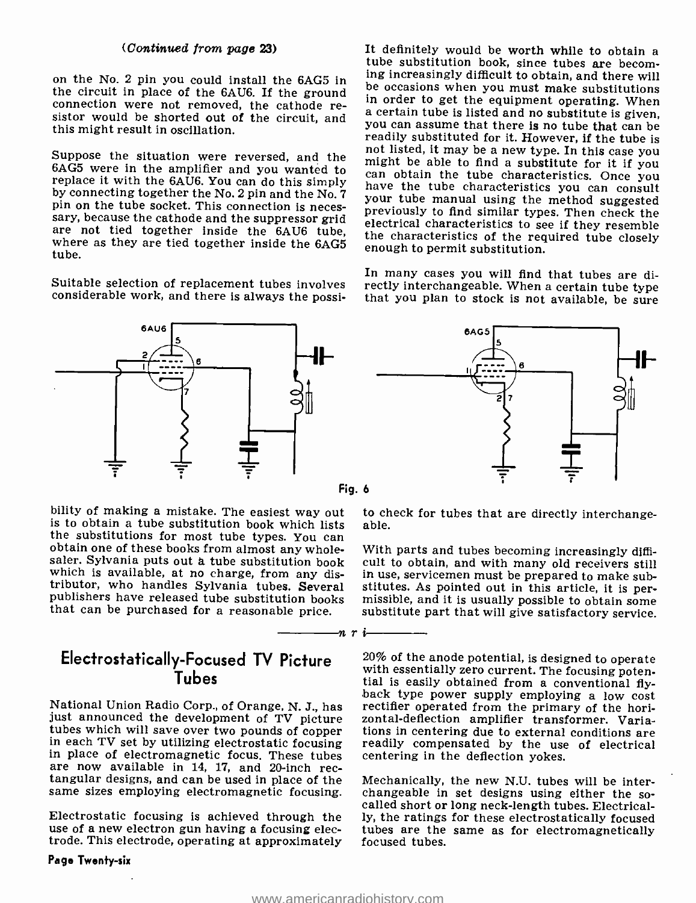(*Continued from page 23*)

on the No. 2 pin you could install the 6AG5 in the circuit in place of the 6AU6. If the ground connection were not removed, the cathode resistor would be shorted out of the circuit, and this might result in oscillation.

Suppose the situation were reversed, and the 6AG5 were in the amplifier and you wanted to replace it with the 6AU6. You can do this simply by connecting together the No. 2 pin and the No. 7 pin on the tube socket. This connection is necessary, because the cathode and the suppressor grid are not tied together inside the 6AU6 tube, where as they are tied together inside the 6AG5 tube.

Suitable selection of replacement tubes involves considerable work, and there is always the possibility of making a mistake. The easiest way out is to obtain a tube substitution book which lists the substitutions for most tube types. You can obtain one of these books from almost any wholesaler. Sylvania puts out a tube substitution book which is available, at no charge, from any distributor, who handles Sylvania tubes. Several publishers have released tube substitution books that can be purchased for a reasonable price.

It definitely would be worth while to obtain a tube substitution book, since tubes are becoming increasingly difficult to obtain, and there will be occasions when you must make substitutions in order to get the equipment operating. When a certain tube is listed and no substitute is given, you can assume that there is no tube that can be readily substituted for it. However, if the tube is not listed, it may be a new type. In this case you might be able to find a substitute for it if you can obtain the tube characteristics. Once you have the tube characteristics you can consult your tube manual using the method suggested previously to find similar types. Then check the electrical characteristics to see if they resemble the characteristics of the required tube closely enough to permit substitution.

In many cases you will find that tubes are directly interchangeable. When a certain tube type that you plan to stock is not available, be sure to check for tubes that are directly interchangeable.

With parts and tubes becoming increasingly difficult to obtain, and with many old receivers still in use, servicemen must be prepared to make substitutes. As pointed out in this article, it is permissible, and it is usually possible to obtain some substitute part that will give satisfactory service.

Fig. 6

---

## Electrostatically-Focused TV Picture Tubes

National Union Radio Corp., of Orange, N. J., has just announced the development of TV picture tubes which will save over two pounds of copper in each TV set by utilizing electrostatic focusing in place of electromagnetic focus. These tubes are now available in 14, 17, and 20-inch rectangular designs, and can be used in place of the same sizes employing electromagnetic focusing.

Electrostatic focusing is achieved through the use of a new electron gun having a focusing electrode. This electrode, operating at approximately 20% of the anode potential, is designed to operate with essentially zero current. The focusing potential is easily obtained from a conventional fly-back type power supply employing a low cost rectifier operated from the primary of the horizontal-deflection amplifier transformer. Variations in centering due to external conditions are readily compensated by the use of electrical centering in the deflection yokes.

Mechanically, the new N.U. tubes will be interchangeable in set designs using either the so-called short or long neck-length tubes. Electrically, the ratings for these electrostatically focused tubes are the same as for electromagnetically focused tubes.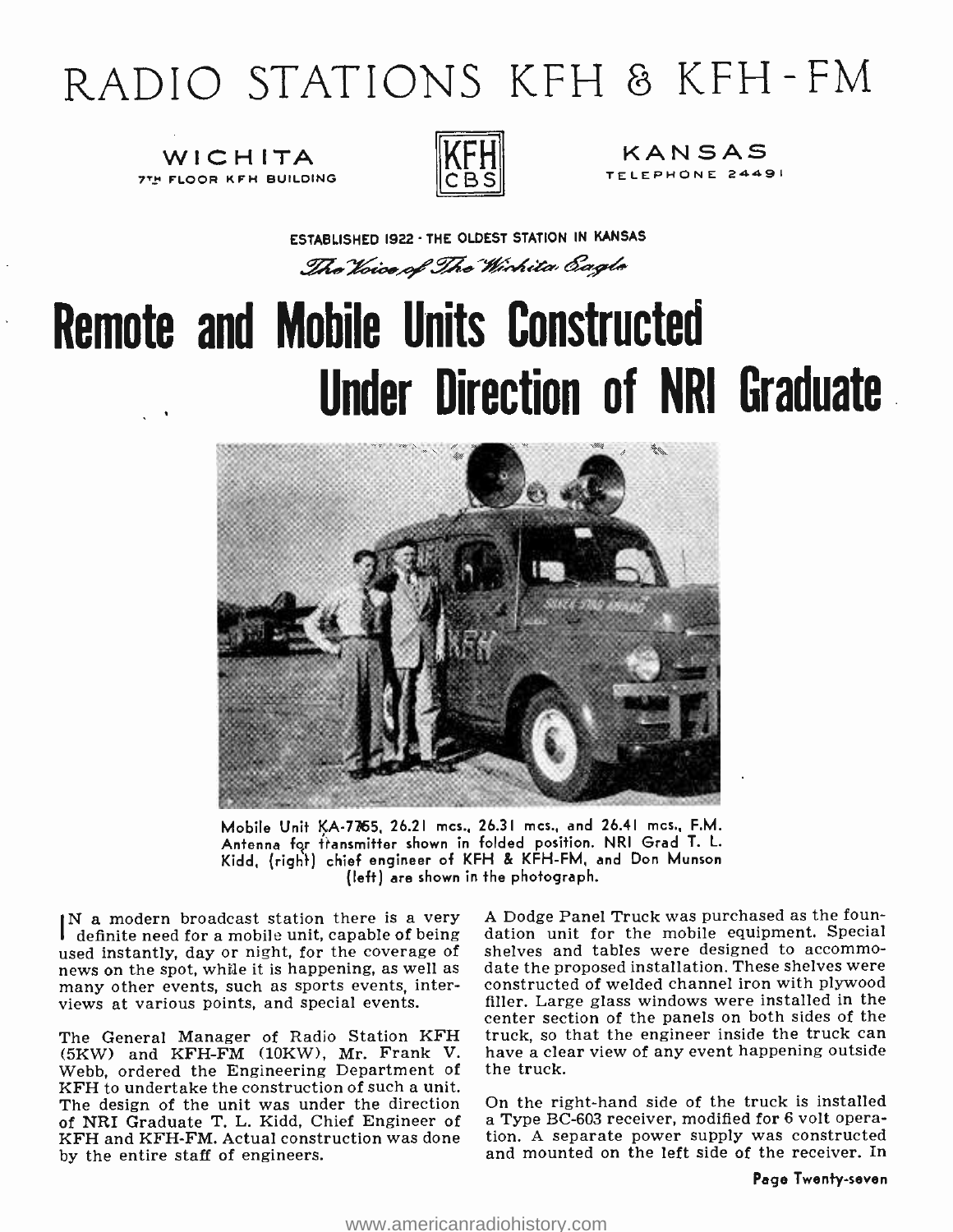# RADIO STATIONS KFH & KFH-FM

WICHITA
7TH FLOOR KFH BUILDING

KFH
CBS

KANSAS
TELEPHONE 24491

ESTABLISHED 1922 · THE OLDEST STATION IN KANSAS

*The Voice of The Wichita Eagle*

# Remote and Mobile Units Constructed Under Direction of NRI Graduate

Mobile Unit KA-7765, 26.21 mcs., 26.31 mcs., and 26.41 mcs., F.M. Antenna for transmitter shown in folded position. NRI Grad T. L. Kidd, (right) chief engineer of KFH & KFH-FM, and Don Munson (left) are shown in the photograph.

IN a modern broadcast station there is a very definite need for a mobile unit, capable of being used instantly, day or night, for the coverage of news on the spot, while it is happening, as well as many other events, such as sports events, interviews at various points, and special events.

The General Manager of Radio Station KFH (5KW) and KFH-FM (10KW), Mr. Frank V. Webb, ordered the Engineering Department of KFH to undertake the construction of such a unit. The design of the unit was under the direction of NRI Graduate T. L. Kidd, Chief Engineer of KFH and KFH-FM. Actual construction was done by the entire staff of engineers.

A Dodge Panel Truck was purchased as the foundation unit for the mobile equipment. Special shelves and tables were designed to accommodate the proposed installation. These shelves were constructed of welded channel iron with plywood filler. Large glass windows were installed in the center section of the panels on both sides of the truck, so that the engineer inside the truck can have a clear view of any event happening outside the truck.

On the right-hand side of the truck is installed a Type BC-603 receiver, modified for 6 volt operation. A separate power supply was constructed and mounted on the left side of the receiver. In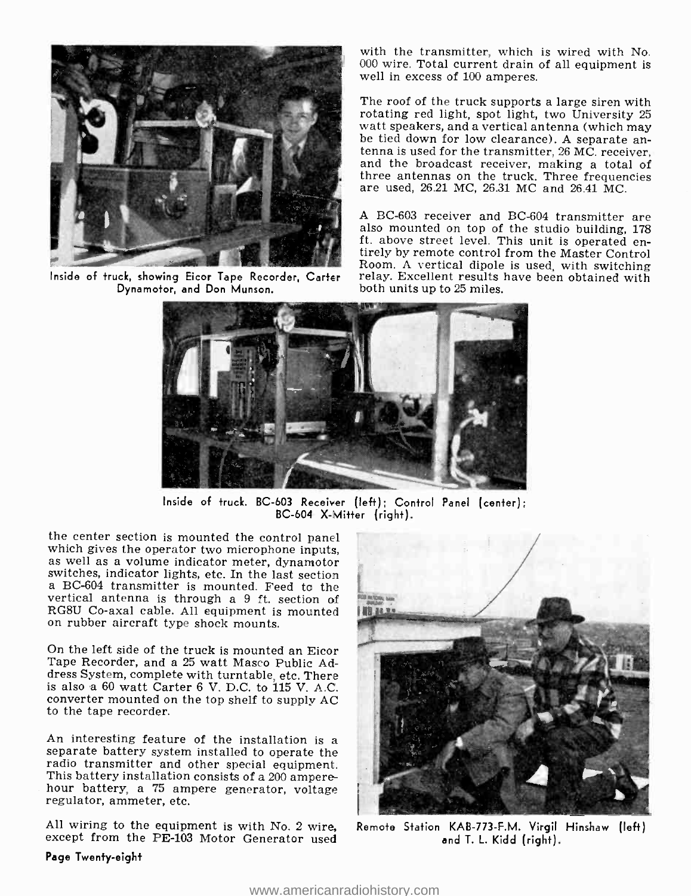Inside of truck, showing Eicor Tape Recorder, Carter Dynamotor, and Don Munson.

with the transmitter, which is wired with No. 000 wire. Total current drain of all equipment is well in excess of 100 amperes.

The roof of the truck supports a large siren with rotating red light, spot light, two University 25 watt speakers, and a vertical antenna (which may be tied down for low clearance). A separate antenna is used for the transmitter, 26 MC. receiver, and the broadcast receiver, making a total of three antennas on the truck. Three frequencies are used, 26.21 MC, 26.31 MC and 26.41 MC.

A BC-603 receiver and BC-604 transmitter are also mounted on top of the studio building, 178 ft. above street level. This unit is operated entirely by remote control from the Master Control Room. A vertical dipole is used, with switching relay. Excellent results have been obtained with both units up to 25 miles.

Inside of truck. BC-603 Receiver (left); Control Panel (center); BC-604 X-Mitter (right).

the center section is mounted the control panel which gives the operator two microphone inputs, as well as a volume indicator meter, dynamotor switches, indicator lights, etc. In the last section a BC-604 transmitter is mounted. Feed to the vertical antenna is through a 9 ft. section of RG8U Co-axal cable. All equipment is mounted on rubber aircraft type shock mounts.

On the left side of the truck is mounted an Eicor Tape Recorder, and a 25 watt Masco Public Address System, complete with turntable, etc. There is also a 60 watt Carter 6 V. D.C. to 115 V. A.C. converter mounted on the top shelf to supply AC to the tape recorder.

An interesting feature of the installation is a separate battery system installed to operate the radio transmitter and other special equipment. This battery installation consists of a 200 amperehour battery, a 75 ampere generator, voltage regulator, ammeter, etc.

All wiring to the equipment is with No. 2 wire, except from the PE-103 Motor Generator used

Remote Station KAB-773-F.M. Virgil Hinshaw (left) and T. L. Kidd (right).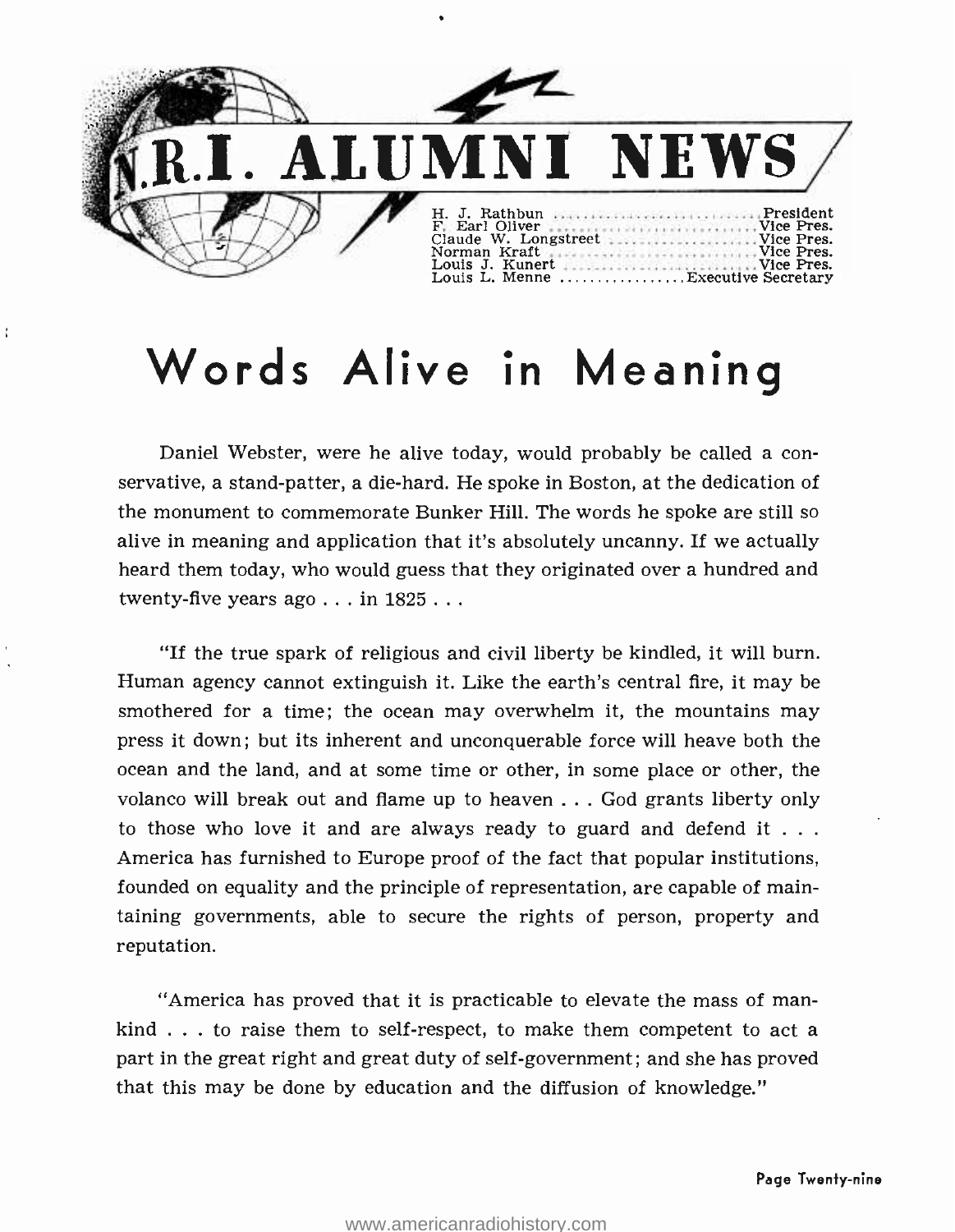# N.R.I. ALUMNI NEWS

H. J. Rathbun .............................. President
F. Earl Oliver .............................. Vice Pres.
Claude W. Longstreet ...................... Vice Pres.
Norman Kraft .............................. Vice Pres.
Louis J. Kunert ............................ Vice Pres.
Louis L. Menne ................ Executive Secretary

## Words Alive in Meaning

Daniel Webster, were he alive today, would probably be called a conservative, a stand-patter, a die-hard. He spoke in Boston, at the dedication of the monument to commemorate Bunker Hill. The words he spoke are still so alive in meaning and application that it's absolutely uncanny. If we actually heard them today, who would guess that they originated over a hundred and twenty-five years ago . . . in 1825 . . .

"If the true spark of religious and civil liberty be kindled, it will burn. Human agency cannot extinguish it. Like the earth's central fire, it may be smothered for a time; the ocean may overwhelm it, the mountains may press it down; but its inherent and unconquerable force will heave both the ocean and the land, and at some time or other, in some place or other, the volanco will break out and flame up to heaven . . . God grants liberty only to those who love it and are always ready to guard and defend it . . . America has furnished to Europe proof of the fact that popular institutions, founded on equality and the principle of representation, are capable of maintaining governments, able to secure the rights of person, property and reputation.

"America has proved that it is practicable to elevate the mass of mankind . . . to raise them to self-respect, to make them competent to act a part in the great right and great duty of self-government; and she has proved that this may be done by education and the diffusion of knowledge."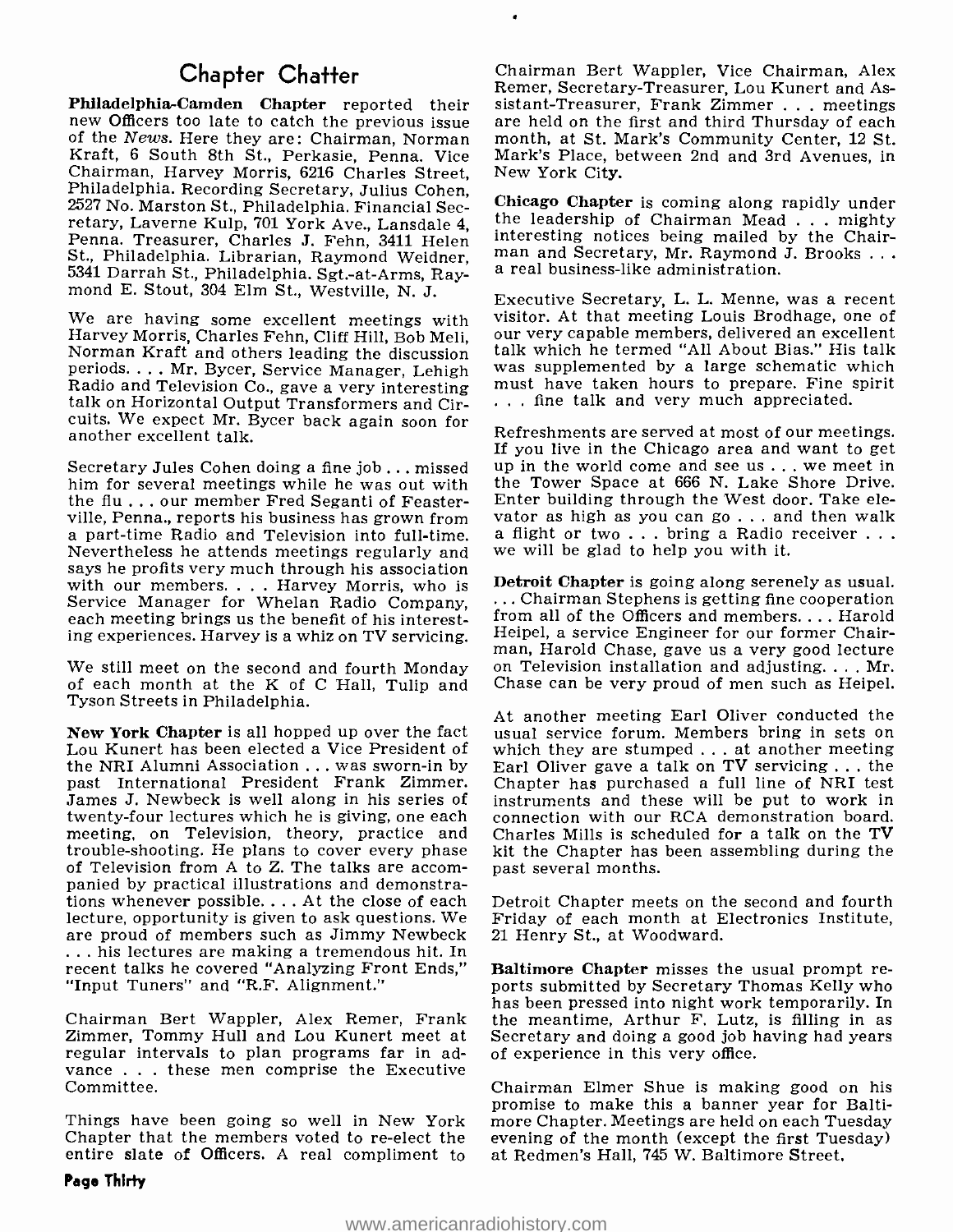## Chapter Chatter

**Philadelphia-Camden Chapter** reported their new Officers too late to catch the previous issue of the *News*. Here they are: Chairman, Norman Kraft, 6 South 8th St., Perkasie, Penna. Vice Chairman, Harvey Morris, 6216 Charles Street, Philadelphia. Recording Secretary, Julius Cohen, 2527 No. Marston St., Philadelphia. Financial Secretary, Laverne Kulp, 701 York Ave., Lansdale 4, Penna. Treasurer, Charles J. Fehn, 3411 Helen St., Philadelphia. Librarian, Raymond Weidner, 5341 Darrah St., Philadelphia. Sgt.-at-Arms, Raymond E. Stout, 304 Elm St., Westville, N. J.

We are having some excellent meetings with Harvey Morris, Charles Fehn, Cliff Hill, Bob Meli, Norman Kraft and others leading the discussion periods. . . . Mr. Bycer, Service Manager, Lehigh Radio and Television Co., gave a very interesting talk on Horizontal Output Transformers and Circuits. We expect Mr. Bycer back again soon for another excellent talk.

Secretary Jules Cohen doing a fine job . . . missed him for several meetings while he was out with the flu . . . our member Fred Seganti of Feasterville, Penna., reports his business has grown from a part-time Radio and Television into full-time. Nevertheless he attends meetings regularly and says he profits very much through his association with our members. . . . Harvey Morris, who is Service Manager for Whelan Radio Company, each meeting brings us the benefit of his interesting experiences. Harvey is a whiz on TV servicing.

We still meet on the second and fourth Monday of each month at the K of C Hall, Tulip and Tyson Streets in Philadelphia.

**New York Chapter** is all hopped up over the fact Lou Kunert has been elected a Vice President of the NRI Alumni Association . . . was sworn-in by past International President Frank Zimmer. James J. Newbeck is well along in his series of twenty-four lectures which he is giving, one each meeting, on Television, theory, practice and trouble-shooting. He plans to cover every phase of Television from A to Z. The talks are accompanied by practical illustrations and demonstrations whenever possible. . . . At the close of each lecture, opportunity is given to ask questions. We are proud of members such as Jimmy Newbeck . . . his lectures are making a tremendous hit. In recent talks he covered "Analyzing Front Ends," "Input Tuners" and "R.F. Alignment."

Chairman Bert Wappler, Alex Remer, Frank Zimmer, Tommy Hull and Lou Kunert meet at regular intervals to plan programs far in advance . . . these men comprise the Executive Committee.

Things have been going so well in New York Chapter that the members voted to re-elect the entire slate of Officers. A real compliment to Chairman Bert Wappler, Vice Chairman, Alex Remer, Secretary-Treasurer, Lou Kunert and Assistant-Treasurer, Frank Zimmer . . . meetings are held on the first and third Thursday of each month, at St. Mark's Community Center, 12 St. Mark's Place, between 2nd and 3rd Avenues, in New York City.

**Chicago Chapter** is coming along rapidly under the leadership of Chairman Mead . . . mighty interesting notices being mailed by the Chairman and Secretary, Mr. Raymond J. Brooks . . . a real business-like administration.

Executive Secretary, L. L. Menne, was a recent visitor. At that meeting Louis Brodhage, one of our very capable members, delivered an excellent talk which he termed "All About Bias." His talk was supplemented by a large schematic which must have taken hours to prepare. Fine spirit . . . fine talk and very much appreciated.

Refreshments are served at most of our meetings. If you live in the Chicago area and want to get up in the world come and see us . . . we meet in the Tower Space at 666 N. Lake Shore Drive. Enter building through the West door. Take elevator as high as you can go . . . and then walk a flight or two . . . bring a Radio receiver . . . we will be glad to help you with it.

**Detroit Chapter** is going along serenely as usual. . . . Chairman Stephens is getting fine cooperation from all of the Officers and members. . . . Harold Heipel, a service Engineer for our former Chairman, Harold Chase, gave us a very good lecture on Television installation and adjusting. . . . Mr. Chase can be very proud of men such as Heipel.

At another meeting Earl Oliver conducted the usual service forum. Members bring in sets on which they are stumped . . . at another meeting Earl Oliver gave a talk on TV servicing . . . the Chapter has purchased a full line of NRI test instruments and these will be put to work in connection with our RCA demonstration board. Charles Mills is scheduled for a talk on the TV kit the Chapter has been assembling during the past several months.

Detroit Chapter meets on the second and fourth Friday of each month at Electronics Institute, 21 Henry St., at Woodward.

**Baltimore Chapter** misses the usual prompt reports submitted by Secretary Thomas Kelly who has been pressed into night work temporarily. In the meantime, Arthur F. Lutz, is filling in as Secretary and doing a good job having had years of experience in this very office.

Chairman Elmer Shue is making good on his promise to make this a banner year for Baltimore Chapter. Meetings are held on each Tuesday evening of the month (except the first Tuesday) at Redmen's Hall, 745 W. Baltimore Street.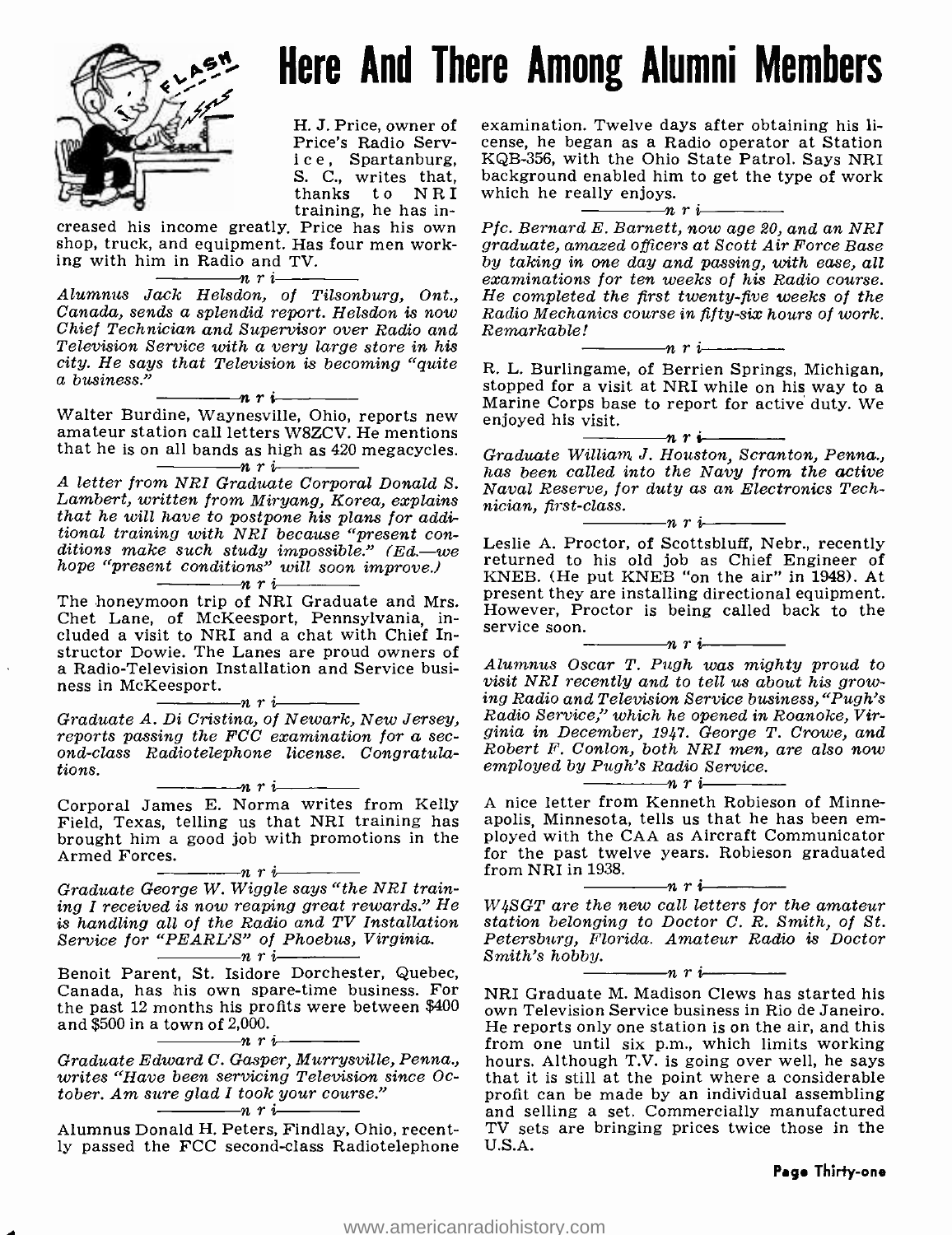# Here And There Among Alumni Members

H. J. Price, owner of Price's Radio Service, Spartanburg, S. C., writes that, thanks to NRI training, he has increased his income greatly. Price has his own shop, truck, and equipment. Has four men working with him in Radio and TV.

——n r i——

*Alumnus Jack Helsdon, of Tilsonburg, Ont., Canada, sends a splendid report. Helsdon is now Chief Technician and Supervisor over Radio and Television Service with a very large store in his city. He says that Television is becoming "quite a business."*

——n r i——

Walter Burdine, Waynesville, Ohio, reports new amateur station call letters W8ZCV. He mentions that he is on all bands as high as 420 megacycles.

——n r i——

*A letter from NRI Graduate Corporal Donald S. Lambert, written from Miryang, Korea, explains that he will have to postpone his plans for additional training with NRI because "present conditions make such study impossible." (Ed.—we hope "present conditions" will soon improve.)*

——n r i——

The honeymoon trip of NRI Graduate and Mrs. Chet Lane, of McKeesport, Pennsylvania, included a visit to NRI and a chat with Chief Instructor Dowie. The Lanes are proud owners of a Radio-Television Installation and Service business in McKeesport.

——n r i——

*Graduate A. Di Cristina, of Newark, New Jersey, reports passing the FCC examination for a second-class Radiotelephone license. Congratulations.*

——n r i——

Corporal James E. Norma writes from Kelly Field, Texas, telling us that NRI training has brought him a good job with promotions in the Armed Forces.

——n r i——

*Graduate George W. Wiggle says "the NRI training I received is now reaping great rewards." He is handling all of the Radio and TV Installation Service for "PEARL'S" of Phoebus, Virginia.*

——n r i——

Benoit Parent, St. Isidore Dorchester, Quebec, Canada, has his own spare-time business. For the past 12 months his profits were between $400 and $500 in a town of 2,000.

——n r i——

*Graduate Edward C. Gasper, Murrysville, Penna., writes "Have been servicing Television since October. Am sure glad I took your course."*

——n r i——

Alumnus Donald H. Peters, Findlay, Ohio, recently passed the FCC second-class Radiotelephone examination. Twelve days after obtaining his license, he began as a Radio operator at Station KQB-356, with the Ohio State Patrol. Says NRI background enabled him to get the type of work which he really enjoys.

——n r i——

*Pfc. Bernard E. Barnett, now age 20, and an NRI graduate, amazed officers at Scott Air Force Base by taking in one day and passing, with ease, all examinations for ten weeks of his Radio course. He completed the first twenty-five weeks of the Radio Mechanics course in fifty-six hours of work. Remarkable!*

——n r i——

R. L. Burlingame, of Berrien Springs, Michigan, stopped for a visit at NRI while on his way to a Marine Corps base to report for active duty. We enjoyed his visit.

——n r i——

*Graduate William J. Houston, Scranton, Penna., has been called into the Navy from the active Naval Reserve, for duty as an Electronics Technician, first-class.*

——n r i——

Leslie A. Proctor, of Scottsbluff, Nebr., recently returned to his old job as Chief Engineer of KNEB. (He put KNEB "on the air" in 1948). At present they are installing directional equipment. However, Proctor is being called back to the service soon.

——n r i——

*Alumnus Oscar T. Pugh was mighty proud to visit NRI recently and to tell us about his growing Radio and Television Service business, "Pugh's Radio Service," which he opened in Roanoke, Virginia in December, 1947. George T. Crowe, and Robert F. Conlon, both NRI men, are also now employed by Pugh's Radio Service.*

——n r i——

A nice letter from Kenneth Robieson of Minneapolis, Minnesota, tells us that he has been employed with the CAA as Aircraft Communicator for the past twelve years. Robieson graduated from NRI in 1938.

——n r i——

*W4SGT are the new call letters for the amateur station belonging to Doctor C. R. Smith, of St. Petersburg, Florida. Amateur Radio is Doctor Smith's hobby.*

——n r i——

NRI Graduate M. Madison Clews has started his own Television Service business in Rio de Janeiro. He reports only one station is on the air, and this from one until six p.m., which limits working hours. Although T.V. is going over well, he says that it is still at the point where a considerable profit can be made by an individual assembling and selling a set. Commercially manufactured TV sets are bringing prices twice those in the U.S.A.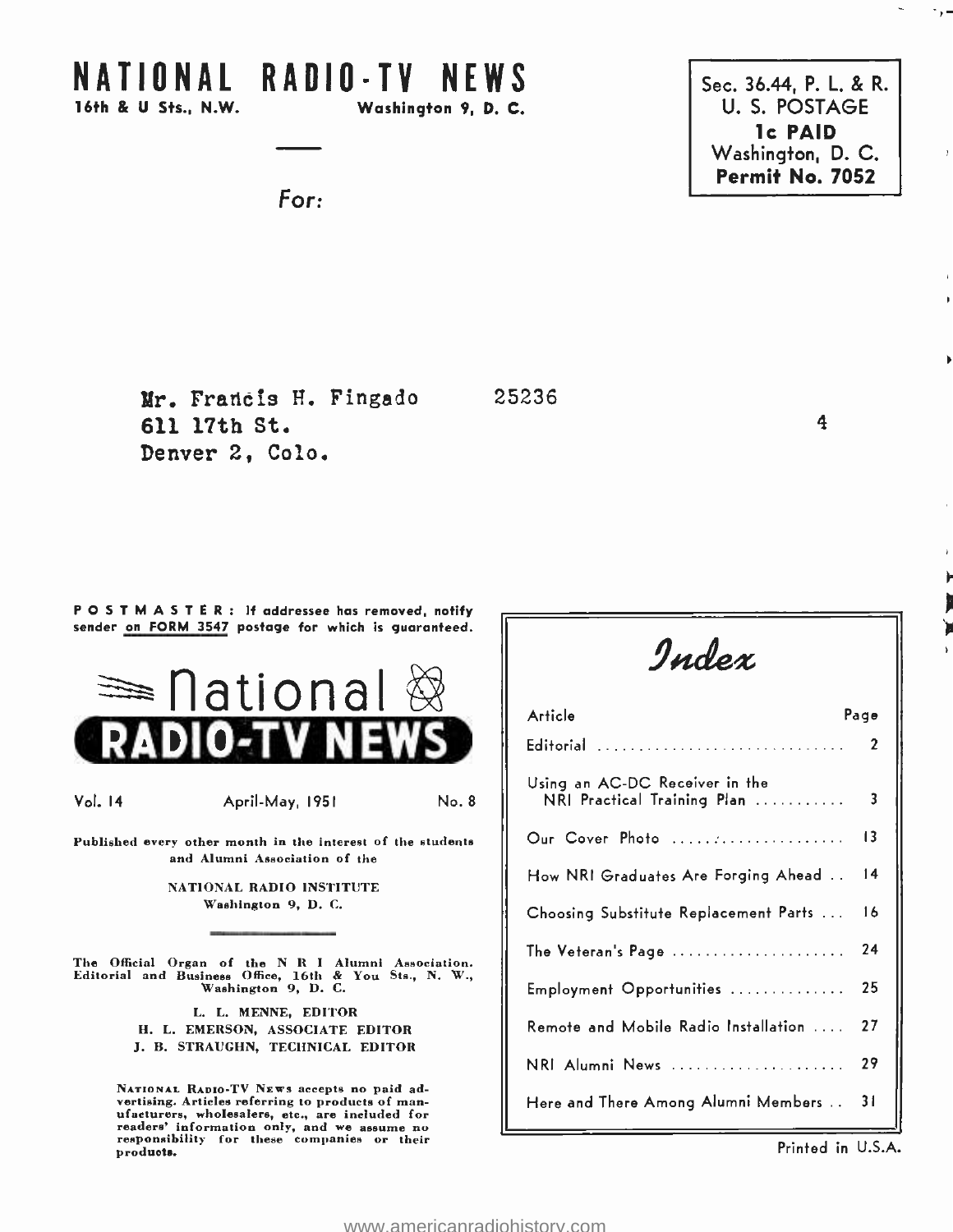# NATIONAL RADIO-TV NEWS

16th & U Sts., N.W. Washington 9, D. C.

Sec. 36.44, P. L. & R.
U. S. POSTAGE
**1c PAID**
Washington, D. C.
**Permit No. 7052**

For:

Mr. Francis H. Fingado 25236
611 17th St.
Denver 2, Colo.

4

**POSTMASTER:** If addressee has removed, notify sender on FORM 3547 postage for which is guaranteed.

# National RADIO-TV NEWS

Vol. 14 April-May, 1951 No. 8

Published every other month in the interest of the students and Alumni Association of the

NATIONAL RADIO INSTITUTE
Washington 9, D. C.

The Official Organ of the N R I Alumni Association. Editorial and Business Office, 16th & You Sts., N. W., Washington 9, D. C.

L. L. MENNE, EDITOR
H. L. EMERSON, ASSOCIATE EDITOR
J. B. STRAUGHN, TECHNICAL EDITOR

NATIONAL RADIO-TV NEWS accepts no paid advertising. Articles referring to products of manufacturers, wholesalers, etc., are included for readers' information only, and we assume no responsibility for these companies or their products.

## *Index*

| Article | Page |
|---|---|
| Editorial | 2 |
| Using an AC-DC Receiver in the NRI Practical Training Plan | 3 |
| Our Cover Photo | 13 |
| How NRI Graduates Are Forging Ahead | 14 |
| Choosing Substitute Replacement Parts | 16 |
| The Veteran's Page | 24 |
| Employment Opportunities | 25 |
| Remote and Mobile Radio Installation | 27 |
| NRI Alumni News | 29 |
| Here and There Among Alumni Members | 31 |

Printed in U.S.A.